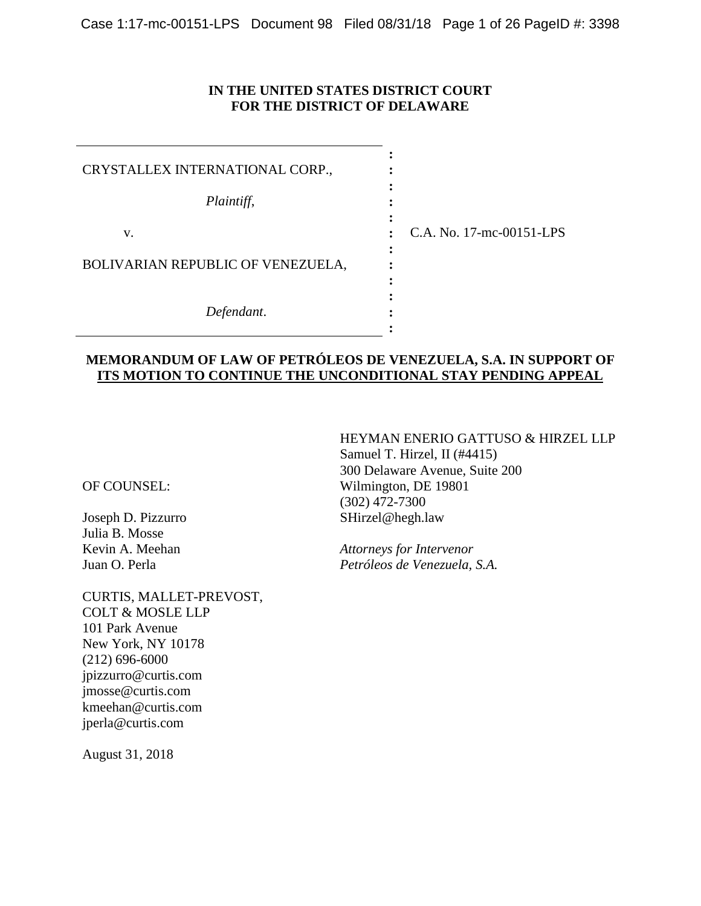**IN THE UNITED STATES DISTRICT COURT**
**FOR THE DISTRICT OF DELAWARE**

| | | |
|---|---|---|
| CRYSTALLEX INTERNATIONAL CORP., | : | |
| *Plaintiff*, | : | |
| v. | : | C.A. No. 17-mc-00151-LPS |
| BOLIVARIAN REPUBLIC OF VENEZUELA, | : | |
| *Defendant*. | : | |

**MEMORANDUM OF LAW OF PETRÓLEOS DE VENEZUELA, S.A. IN SUPPORT OF ITS MOTION TO CONTINUE THE UNCONDITIONAL STAY PENDING APPEAL**

HEYMAN ENERIO GATTUSO & HIRZEL LLP
Samuel T. Hirzel, II (#4415)
300 Delaware Avenue, Suite 200
Wilmington, DE 19801
(302) 472-7300
SHirzel@hegh.law

*Attorneys for Intervenor Petróleos de Venezuela, S.A.*

OF COUNSEL:

Joseph D. Pizzurro
Julia B. Mosse
Kevin A. Meehan
Juan O. Perla

CURTIS, MALLET-PREVOST, COLT & MOSLE LLP
101 Park Avenue
New York, NY 10178
(212) 696-6000
jpizzurro@curtis.com
jmosse@curtis.com
kmeehan@curtis.com
jperla@curtis.com

August 31, 2018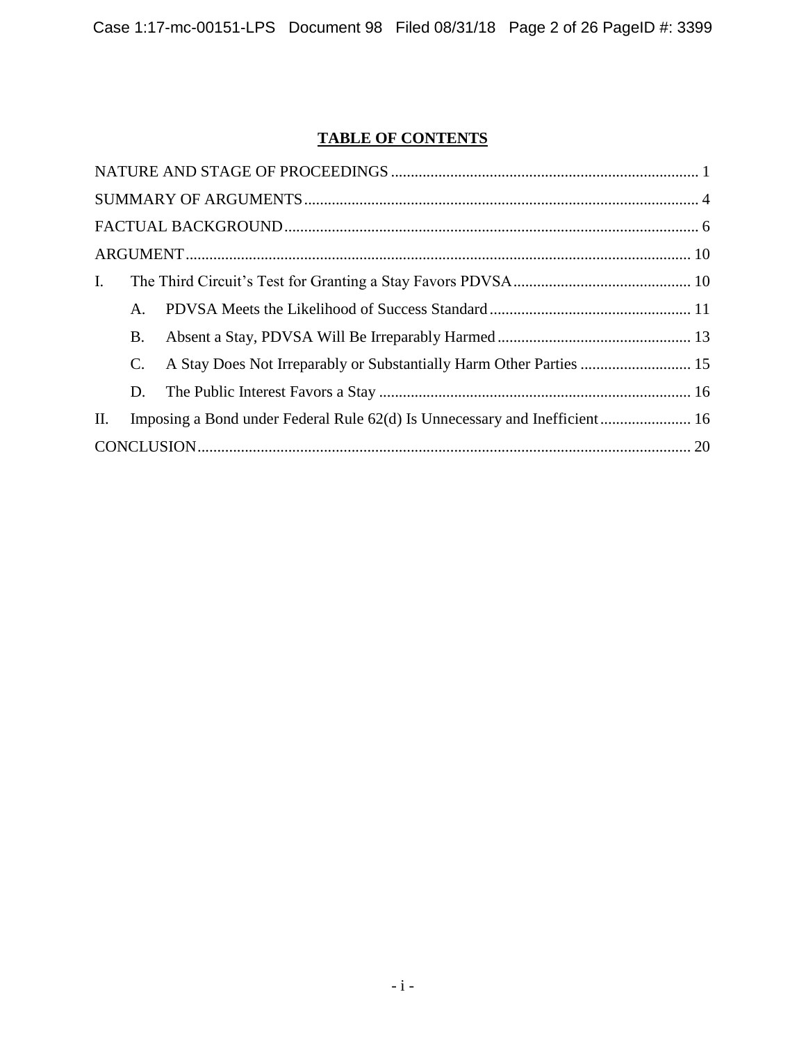# TABLE OF CONTENTS

NATURE AND STAGE OF PROCEEDINGS ..... 1

SUMMARY OF ARGUMENTS ..... 4

FACTUAL BACKGROUND ..... 6

ARGUMENT ..... 10

I. The Third Circuit's Test for Granting a Stay Favors PDVSA ..... 10

  A. PDVSA Meets the Likelihood of Success Standard ..... 11

  B. Absent a Stay, PDVSA Will Be Irreparably Harmed ..... 13

  C. A Stay Does Not Irreparably or Substantially Harm Other Parties ..... 15

  D. The Public Interest Favors a Stay ..... 16

II. Imposing a Bond under Federal Rule 62(d) Is Unnecessary and Inefficient ..... 16

CONCLUSION ..... 20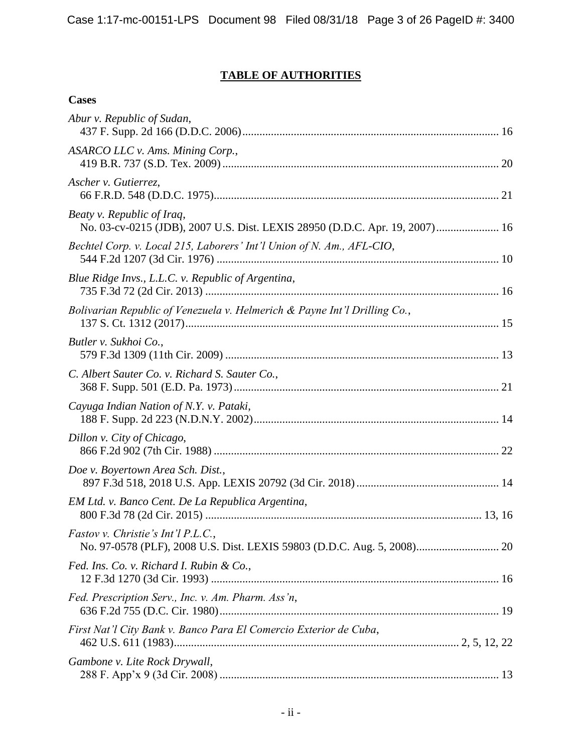# TABLE OF AUTHORITIES

**Cases**

*Abur v. Republic of Sudan*,
437 F. Supp. 2d 166 (D.D.C. 2006) ........................................................................................ 16

*ASARCO LLC v. Ams. Mining Corp.*,
419 B.R. 737 (S.D. Tex. 2009) ................................................................................................ 20

*Ascher v. Gutierrez*,
66 F.R.D. 548 (D.D.C. 1975)................................................................................................... 21

*Beaty v. Republic of Iraq*,
No. 03-cv-0215 (JDB), 2007 U.S. Dist. LEXIS 28950 (D.D.C. Apr. 19, 2007)...................... 16

*Bechtel Corp. v. Local 215, Laborers' Int'l Union of N. Am., AFL-CIO*,
544 F.2d 1207 (3d Cir. 1976) .................................................................................................. 10

*Blue Ridge Invs., L.L.C. v. Republic of Argentina*,
735 F.3d 72 (2d Cir. 2013) ...................................................................................................... 16

*Bolivarian Republic of Venezuela v. Helmerich & Payne Int'l Drilling Co.*,
137 S. Ct. 1312 (2017)............................................................................................................. 15

*Butler v. Sukhoi Co.*,
579 F.3d 1309 (11th Cir. 2009) ............................................................................................... 13

*C. Albert Sauter Co. v. Richard S. Sauter Co.*,
368 F. Supp. 501 (E.D. Pa. 1973)............................................................................................ 21

*Cayuga Indian Nation of N.Y. v. Pataki*,
188 F. Supp. 2d 223 (N.D.N.Y. 2002)..................................................................................... 14

*Dillon v. City of Chicago*,
866 F.2d 902 (7th Cir. 1988) ................................................................................................... 22

*Doe v. Boyertown Area Sch. Dist.*,
897 F.3d 518, 2018 U.S. App. LEXIS 20792 (3d Cir. 2018)................................................. 14

*EM Ltd. v. Banco Cent. De La Republica Argentina*,
800 F.3d 78 (2d Cir. 2015) ................................................................................................ 13, 16

*Fastov v. Christie's Int'l P.L.C.*,
No. 97-0578 (PLF), 2008 U.S. Dist. LEXIS 59803 (D.D.C. Aug. 5, 2008)............................ 20

*Fed. Ins. Co. v. Richard I. Rubin & Co.*,
12 F.3d 1270 (3d Cir. 1993) .................................................................................................... 16

*Fed. Prescription Serv., Inc. v. Am. Pharm. Ass'n*,
636 F.2d 755 (D.C. Cir. 1980)................................................................................................. 19

*First Nat'l City Bank v. Banco Para El Comercio Exterior de Cuba*,
462 U.S. 611 (1983)................................................................................................... 2, 5, 12, 22

*Gambone v. Lite Rock Drywall*,
288 F. App'x 9 (3d Cir. 2008) ................................................................................................. 13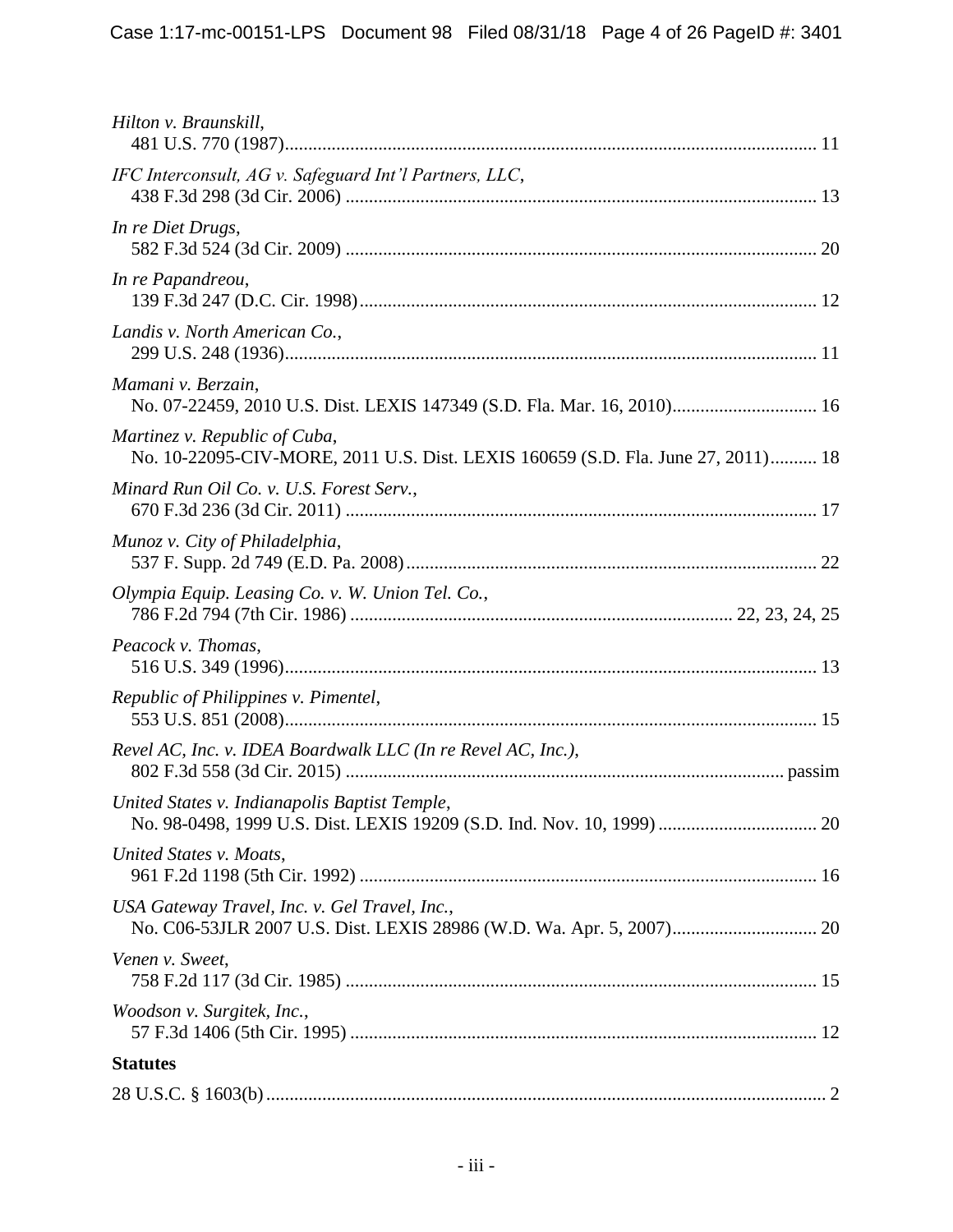*Hilton v. Braunskill*,
481 U.S. 770 (1987) ........................................................................................................ 11

*IFC Interconsult, AG v. Safeguard Int'l Partners, LLC*,
438 F.3d 298 (3d Cir. 2006) ........................................................................................................ 13

*In re Diet Drugs*,
582 F.3d 524 (3d Cir. 2009) ........................................................................................................ 20

*In re Papandreou*,
139 F.3d 247 (D.C. Cir. 1998) ........................................................................................................ 12

*Landis v. North American Co.*,
299 U.S. 248 (1936) ........................................................................................................ 11

*Mamani v. Berzain*,
No. 07-22459, 2010 U.S. Dist. LEXIS 147349 (S.D. Fla. Mar. 16, 2010) .............................. 16

*Martinez v. Republic of Cuba*,
No. 10-22095-CIV-MORE, 2011 U.S. Dist. LEXIS 160659 (S.D. Fla. June 27, 2011) .......... 18

*Minard Run Oil Co. v. U.S. Forest Serv.*,
670 F.3d 236 (3d Cir. 2011) ........................................................................................................ 17

*Munoz v. City of Philadelphia*,
537 F. Supp. 2d 749 (E.D. Pa. 2008) ........................................................................................................ 22

*Olympia Equip. Leasing Co. v. W. Union Tel. Co.*,
786 F.2d 794 (7th Cir. 1986) .................................................................................. 22, 23, 24, 25

*Peacock v. Thomas*,
516 U.S. 349 (1996) ........................................................................................................ 13

*Republic of Philippines v. Pimentel*,
553 U.S. 851 (2008) ........................................................................................................ 15

*Revel AC, Inc. v. IDEA Boardwalk LLC (In re Revel AC, Inc.)*,
802 F.3d 558 (3d Cir. 2015) ........................................................................................................ passim

*United States v. Indianapolis Baptist Temple*,
No. 98-0498, 1999 U.S. Dist. LEXIS 19209 (S.D. Ind. Nov. 10, 1999) .................................. 20

*United States v. Moats*,
961 F.2d 1198 (5th Cir. 1992) ........................................................................................................ 16

*USA Gateway Travel, Inc. v. Gel Travel, Inc.*,
No. C06-53JLR 2007 U.S. Dist. LEXIS 28986 (W.D. Wa. Apr. 5, 2007) .............................. 20

*Venen v. Sweet*,
758 F.2d 117 (3d Cir. 1985) ........................................................................................................ 15

*Woodson v. Surgitek, Inc.*,
57 F.3d 1406 (5th Cir. 1995) ........................................................................................................ 12

**Statutes**

28 U.S.C. § 1603(b) ........................................................................................................ 2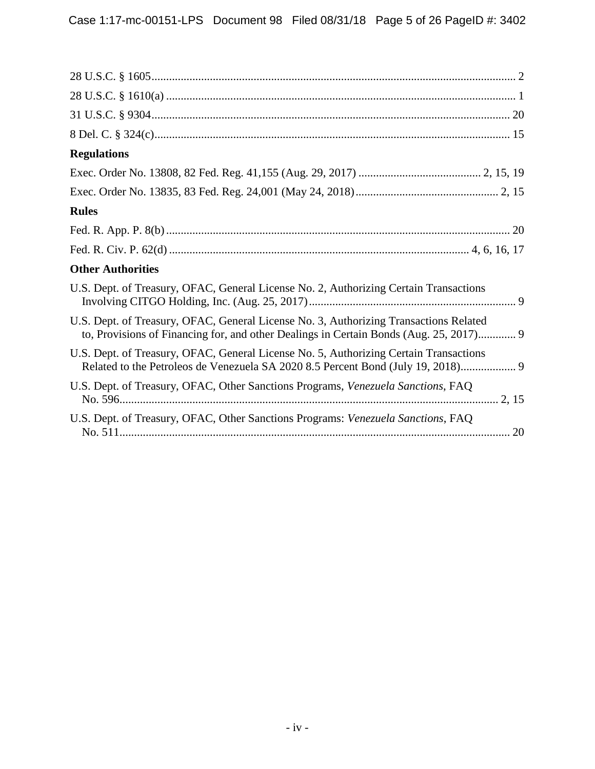28 U.S.C. § 1605 ........................................................................................................................... 2

28 U.S.C. § 1610(a) ....................................................................................................................... 1

31 U.S.C. § 9304 ......................................................................................................................... 20

8 Del. C. § 324(c) ......................................................................................................................... 15

**Regulations**

Exec. Order No. 13808, 82 Fed. Reg. 41,155 (Aug. 29, 2017) ......................................... 2, 15, 19

Exec. Order No. 13835, 83 Fed. Reg. 24,001 (May 24, 2018) ................................................ 2, 15

**Rules**

Fed. R. App. P. 8(b) ..................................................................................................................... 20

Fed. R. Civ. P. 62(d) ..................................................................................................... 4, 6, 16, 17

**Other Authorities**

U.S. Dept. of Treasury, OFAC, General License No. 2, Authorizing Certain Transactions Involving CITGO Holding, Inc. (Aug. 25, 2017) ....................................................................... 9

U.S. Dept. of Treasury, OFAC, General License No. 3, Authorizing Transactions Related to, Provisions of Financing for, and other Dealings in Certain Bonds (Aug. 25, 2017) ............. 9

U.S. Dept. of Treasury, OFAC, General License No. 5, Authorizing Certain Transactions Related to the Petroleos de Venezuela SA 2020 8.5 Percent Bond (July 19, 2018) ................... 9

U.S. Dept. of Treasury, OFAC, Other Sanctions Programs, *Venezuela Sanctions*, FAQ No. 596 ................................................................................................................................. 2, 15

U.S. Dept. of Treasury, OFAC, Other Sanctions Programs: *Venezuela Sanctions*, FAQ No. 511 ..................................................................................................................................... 20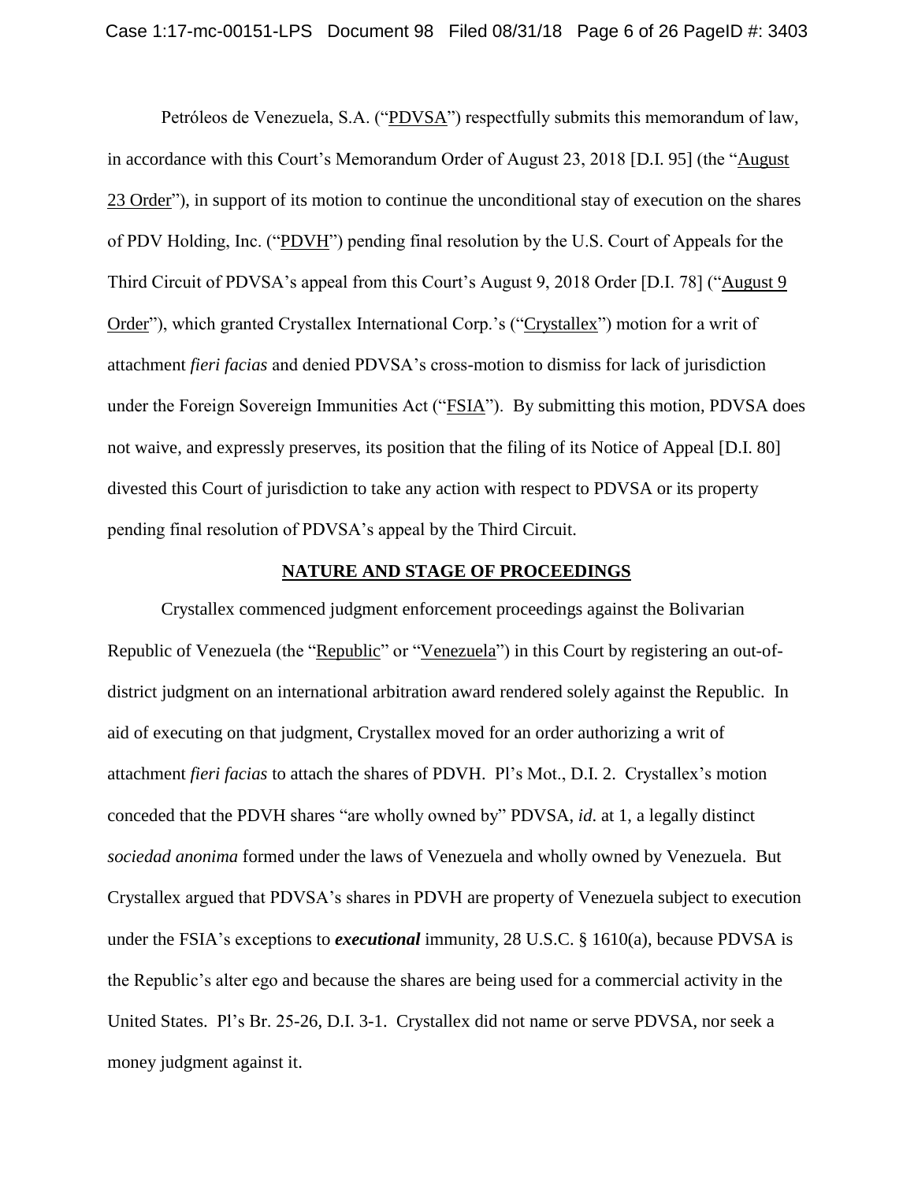Petróleos de Venezuela, S.A. ("PDVSA") respectfully submits this memorandum of law, in accordance with this Court's Memorandum Order of August 23, 2018 [D.I. 95] (the "August 23 Order"), in support of its motion to continue the unconditional stay of execution on the shares of PDV Holding, Inc. ("PDVH") pending final resolution by the U.S. Court of Appeals for the Third Circuit of PDVSA's appeal from this Court's August 9, 2018 Order [D.I. 78] ("August 9 Order"), which granted Crystallex International Corp.'s ("Crystallex") motion for a writ of attachment *fieri facias* and denied PDVSA's cross-motion to dismiss for lack of jurisdiction under the Foreign Sovereign Immunities Act ("FSIA"). By submitting this motion, PDVSA does not waive, and expressly preserves, its position that the filing of its Notice of Appeal [D.I. 80] divested this Court of jurisdiction to take any action with respect to PDVSA or its property pending final resolution of PDVSA's appeal by the Third Circuit.

## NATURE AND STAGE OF PROCEEDINGS

Crystallex commenced judgment enforcement proceedings against the Bolivarian Republic of Venezuela (the "Republic" or "Venezuela") in this Court by registering an out-of-district judgment on an international arbitration award rendered solely against the Republic. In aid of executing on that judgment, Crystallex moved for an order authorizing a writ of attachment *fieri facias* to attach the shares of PDVH. Pl's Mot., D.I. 2. Crystallex's motion conceded that the PDVH shares "are wholly owned by" PDVSA, *id*. at 1, a legally distinct *sociedad anonima* formed under the laws of Venezuela and wholly owned by Venezuela. But Crystallex argued that PDVSA's shares in PDVH are property of Venezuela subject to execution under the FSIA's exceptions to ***executional*** immunity, 28 U.S.C. § 1610(a), because PDVSA is the Republic's alter ego and because the shares are being used for a commercial activity in the United States. Pl's Br. 25-26, D.I. 3-1. Crystallex did not name or serve PDVSA, nor seek a money judgment against it.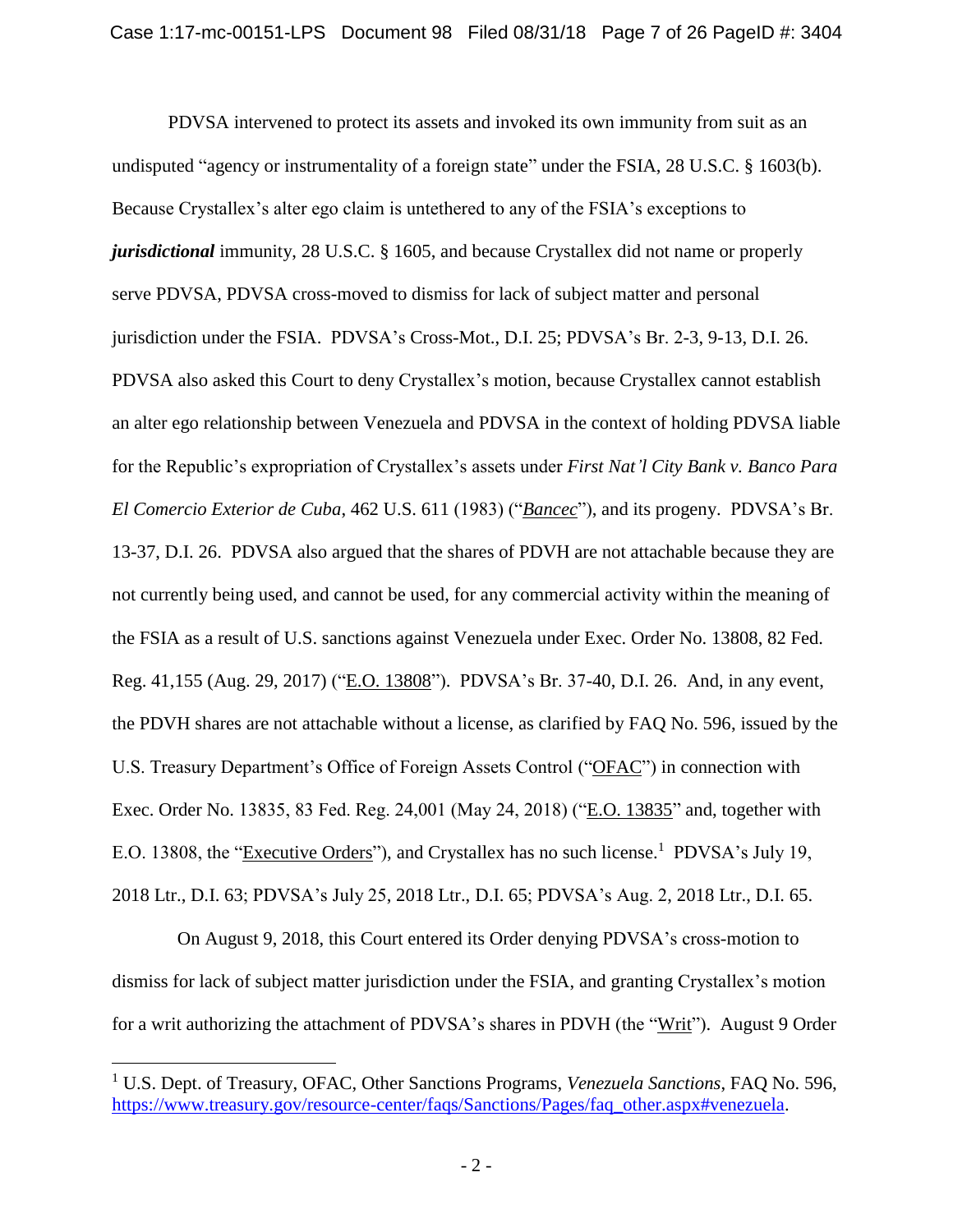PDVSA intervened to protect its assets and invoked its own immunity from suit as an undisputed "agency or instrumentality of a foreign state" under the FSIA, 28 U.S.C. § 1603(b). Because Crystallex's alter ego claim is untethered to any of the FSIA's exceptions to ***jurisdictional*** immunity, 28 U.S.C. § 1605, and because Crystallex did not name or properly serve PDVSA, PDVSA cross-moved to dismiss for lack of subject matter and personal jurisdiction under the FSIA. PDVSA's Cross-Mot., D.I. 25; PDVSA's Br. 2-3, 9-13, D.I. 26. PDVSA also asked this Court to deny Crystallex's motion, because Crystallex cannot establish an alter ego relationship between Venezuela and PDVSA in the context of holding PDVSA liable for the Republic's expropriation of Crystallex's assets under *First Nat'l City Bank v. Banco Para El Comercio Exterior de Cuba*, 462 U.S. 611 (1983) ("*Bancec*"), and its progeny. PDVSA's Br. 13-37, D.I. 26. PDVSA also argued that the shares of PDVH are not attachable because they are not currently being used, and cannot be used, for any commercial activity within the meaning of the FSIA as a result of U.S. sanctions against Venezuela under Exec. Order No. 13808, 82 Fed. Reg. 41,155 (Aug. 29, 2017) ("E.O. 13808"). PDVSA's Br. 37-40, D.I. 26. And, in any event, the PDVH shares are not attachable without a license, as clarified by FAQ No. 596, issued by the U.S. Treasury Department's Office of Foreign Assets Control ("OFAC") in connection with Exec. Order No. 13835, 83 Fed. Reg. 24,001 (May 24, 2018) ("E.O. 13835" and, together with E.O. 13808, the "Executive Orders"), and Crystallex has no such license.[1] PDVSA's July 19, 2018 Ltr., D.I. 63; PDVSA's July 25, 2018 Ltr., D.I. 65; PDVSA's Aug. 2, 2018 Ltr., D.I. 65.

On August 9, 2018, this Court entered its Order denying PDVSA's cross-motion to dismiss for lack of subject matter jurisdiction under the FSIA, and granting Crystallex's motion for a writ authorizing the attachment of PDVSA's shares in PDVH (the "Writ"). August 9 Order

---

[1] U.S. Dept. of Treasury, OFAC, Other Sanctions Programs, *Venezuela Sanctions*, FAQ No. 596, https://www.treasury.gov/resource-center/faqs/Sanctions/Pages/faq_other.aspx#venezuela.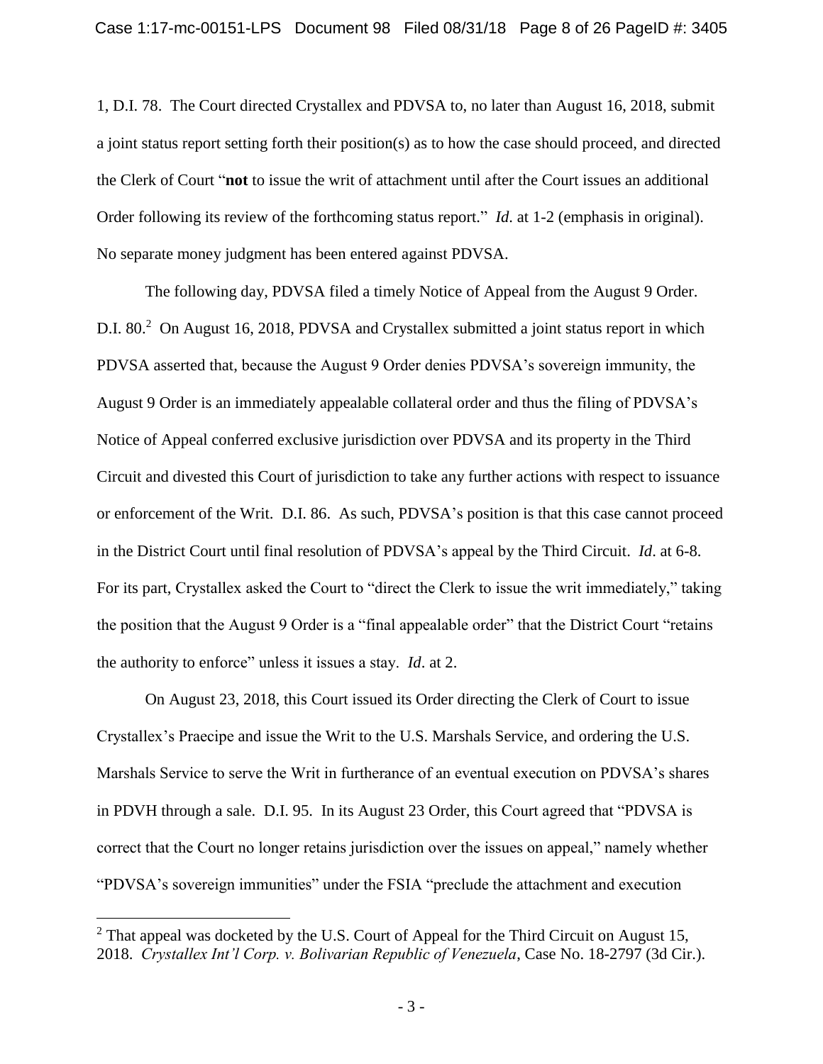1, D.I. 78. The Court directed Crystallex and PDVSA to, no later than August 16, 2018, submit a joint status report setting forth their position(s) as to how the case should proceed, and directed the Clerk of Court "**not** to issue the writ of attachment until after the Court issues an additional Order following its review of the forthcoming status report." *Id*. at 1-2 (emphasis in original). No separate money judgment has been entered against PDVSA.

The following day, PDVSA filed a timely Notice of Appeal from the August 9 Order. D.I. 80.[2] On August 16, 2018, PDVSA and Crystallex submitted a joint status report in which PDVSA asserted that, because the August 9 Order denies PDVSA's sovereign immunity, the August 9 Order is an immediately appealable collateral order and thus the filing of PDVSA's Notice of Appeal conferred exclusive jurisdiction over PDVSA and its property in the Third Circuit and divested this Court of jurisdiction to take any further actions with respect to issuance or enforcement of the Writ. D.I. 86. As such, PDVSA's position is that this case cannot proceed in the District Court until final resolution of PDVSA's appeal by the Third Circuit. *Id*. at 6-8. For its part, Crystallex asked the Court to "direct the Clerk to issue the writ immediately," taking the position that the August 9 Order is a "final appealable order" that the District Court "retains the authority to enforce" unless it issues a stay. *Id*. at 2.

On August 23, 2018, this Court issued its Order directing the Clerk of Court to issue Crystallex's Praecipe and issue the Writ to the U.S. Marshals Service, and ordering the U.S. Marshals Service to serve the Writ in furtherance of an eventual execution on PDVSA's shares in PDVH through a sale. D.I. 95. In its August 23 Order, this Court agreed that "PDVSA is correct that the Court no longer retains jurisdiction over the issues on appeal," namely whether "PDVSA's sovereign immunities" under the FSIA "preclude the attachment and execution

---

[2] That appeal was docketed by the U.S. Court of Appeal for the Third Circuit on August 15, 2018. *Crystallex Int'l Corp. v. Bolivarian Republic of Venezuela*, Case No. 18-2797 (3d Cir.).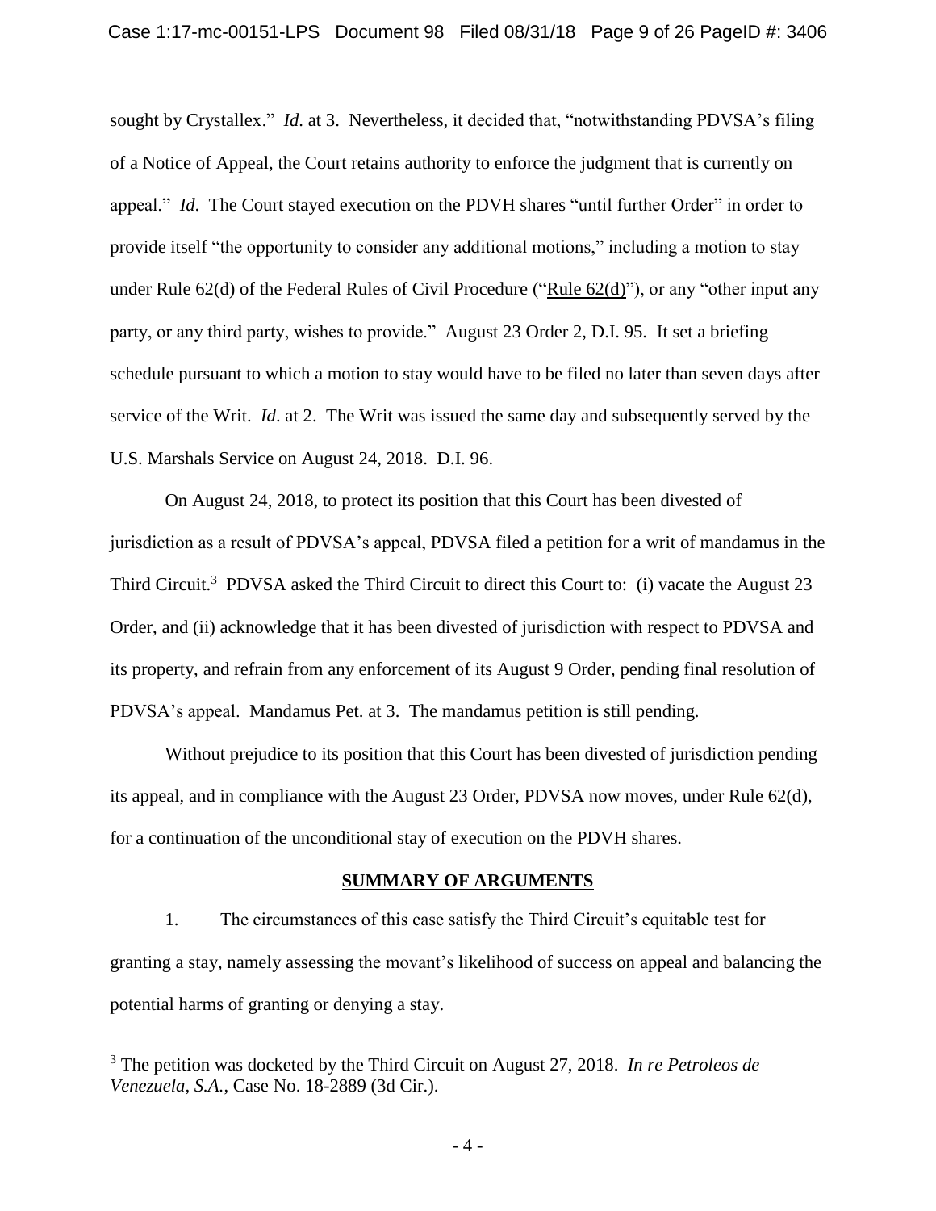sought by Crystallex." *Id*. at 3. Nevertheless, it decided that, "notwithstanding PDVSA's filing of a Notice of Appeal, the Court retains authority to enforce the judgment that is currently on appeal." *Id*. The Court stayed execution on the PDVH shares "until further Order" in order to provide itself "the opportunity to consider any additional motions," including a motion to stay under Rule 62(d) of the Federal Rules of Civil Procedure ("Rule 62(d)"), or any "other input any party, or any third party, wishes to provide." August 23 Order 2, D.I. 95. It set a briefing schedule pursuant to which a motion to stay would have to be filed no later than seven days after service of the Writ. *Id*. at 2. The Writ was issued the same day and subsequently served by the U.S. Marshals Service on August 24, 2018. D.I. 96.

On August 24, 2018, to protect its position that this Court has been divested of jurisdiction as a result of PDVSA's appeal, PDVSA filed a petition for a writ of mandamus in the Third Circuit.[3] PDVSA asked the Third Circuit to direct this Court to: (i) vacate the August 23 Order, and (ii) acknowledge that it has been divested of jurisdiction with respect to PDVSA and its property, and refrain from any enforcement of its August 9 Order, pending final resolution of PDVSA's appeal. Mandamus Pet. at 3. The mandamus petition is still pending.

Without prejudice to its position that this Court has been divested of jurisdiction pending its appeal, and in compliance with the August 23 Order, PDVSA now moves, under Rule 62(d), for a continuation of the unconditional stay of execution on the PDVH shares.

## SUMMARY OF ARGUMENTS

1. The circumstances of this case satisfy the Third Circuit's equitable test for granting a stay, namely assessing the movant's likelihood of success on appeal and balancing the potential harms of granting or denying a stay.

---

[3] The petition was docketed by the Third Circuit on August 27, 2018. *In re Petroleos de Venezuela, S.A.*, Case No. 18-2889 (3d Cir.).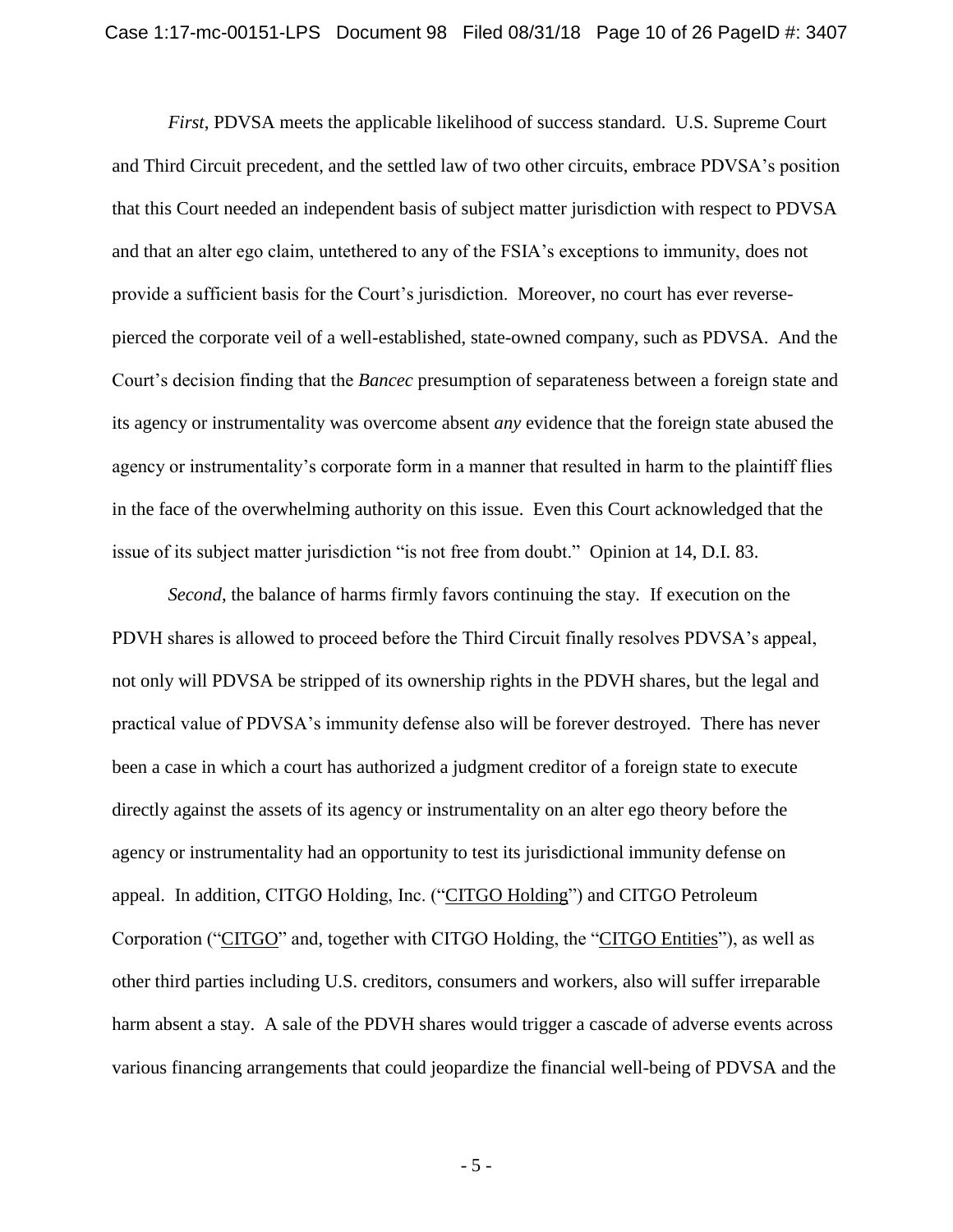*First*, PDVSA meets the applicable likelihood of success standard. U.S. Supreme Court and Third Circuit precedent, and the settled law of two other circuits, embrace PDVSA's position that this Court needed an independent basis of subject matter jurisdiction with respect to PDVSA and that an alter ego claim, untethered to any of the FSIA's exceptions to immunity, does not provide a sufficient basis for the Court's jurisdiction. Moreover, no court has ever reverse-pierced the corporate veil of a well-established, state-owned company, such as PDVSA. And the Court's decision finding that the *Bancec* presumption of separateness between a foreign state and its agency or instrumentality was overcome absent *any* evidence that the foreign state abused the agency or instrumentality's corporate form in a manner that resulted in harm to the plaintiff flies in the face of the overwhelming authority on this issue. Even this Court acknowledged that the issue of its subject matter jurisdiction "is not free from doubt." Opinion at 14, D.I. 83.

*Second*, the balance of harms firmly favors continuing the stay. If execution on the PDVH shares is allowed to proceed before the Third Circuit finally resolves PDVSA's appeal, not only will PDVSA be stripped of its ownership rights in the PDVH shares, but the legal and practical value of PDVSA's immunity defense also will be forever destroyed. There has never been a case in which a court has authorized a judgment creditor of a foreign state to execute directly against the assets of its agency or instrumentality on an alter ego theory before the agency or instrumentality had an opportunity to test its jurisdictional immunity defense on appeal. In addition, CITGO Holding, Inc. ("CITGO Holding") and CITGO Petroleum Corporation ("CITGO" and, together with CITGO Holding, the "CITGO Entities"), as well as other third parties including U.S. creditors, consumers and workers, also will suffer irreparable harm absent a stay. A sale of the PDVH shares would trigger a cascade of adverse events across various financing arrangements that could jeopardize the financial well-being of PDVSA and the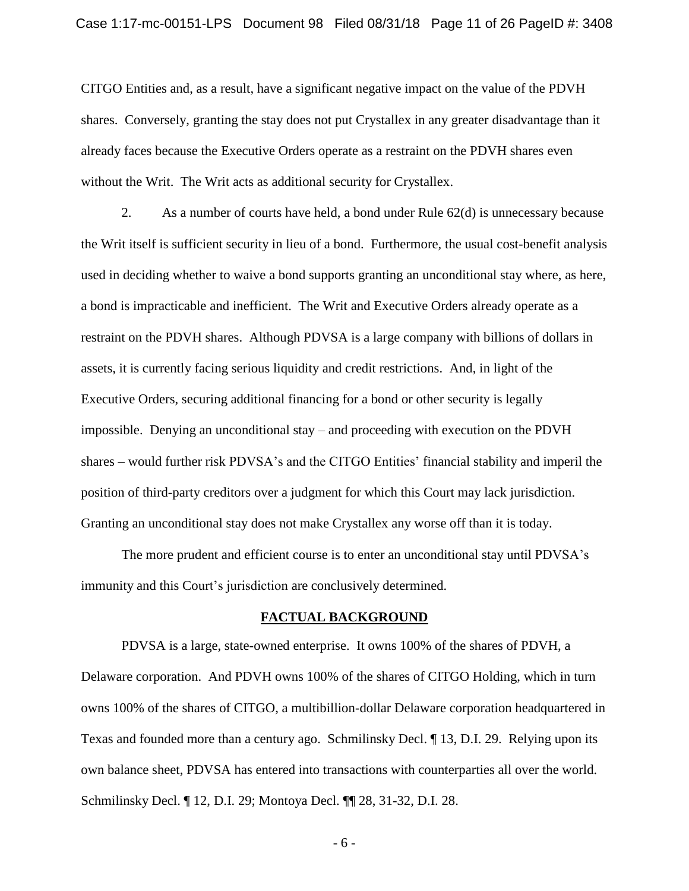CITGO Entities and, as a result, have a significant negative impact on the value of the PDVH shares. Conversely, granting the stay does not put Crystallex in any greater disadvantage than it already faces because the Executive Orders operate as a restraint on the PDVH shares even without the Writ. The Writ acts as additional security for Crystallex.

2. As a number of courts have held, a bond under Rule 62(d) is unnecessary because the Writ itself is sufficient security in lieu of a bond. Furthermore, the usual cost-benefit analysis used in deciding whether to waive a bond supports granting an unconditional stay where, as here, a bond is impracticable and inefficient. The Writ and Executive Orders already operate as a restraint on the PDVH shares. Although PDVSA is a large company with billions of dollars in assets, it is currently facing serious liquidity and credit restrictions. And, in light of the Executive Orders, securing additional financing for a bond or other security is legally impossible. Denying an unconditional stay – and proceeding with execution on the PDVH shares – would further risk PDVSA's and the CITGO Entities' financial stability and imperil the position of third-party creditors over a judgment for which this Court may lack jurisdiction. Granting an unconditional stay does not make Crystallex any worse off than it is today.

The more prudent and efficient course is to enter an unconditional stay until PDVSA's immunity and this Court's jurisdiction are conclusively determined.

## FACTUAL BACKGROUND

PDVSA is a large, state-owned enterprise. It owns 100% of the shares of PDVH, a Delaware corporation. And PDVH owns 100% of the shares of CITGO Holding, which in turn owns 100% of the shares of CITGO, a multibillion-dollar Delaware corporation headquartered in Texas and founded more than a century ago. Schmilinsky Decl. ¶ 13, D.I. 29. Relying upon its own balance sheet, PDVSA has entered into transactions with counterparties all over the world. Schmilinsky Decl. ¶ 12, D.I. 29; Montoya Decl. ¶¶ 28, 31-32, D.I. 28.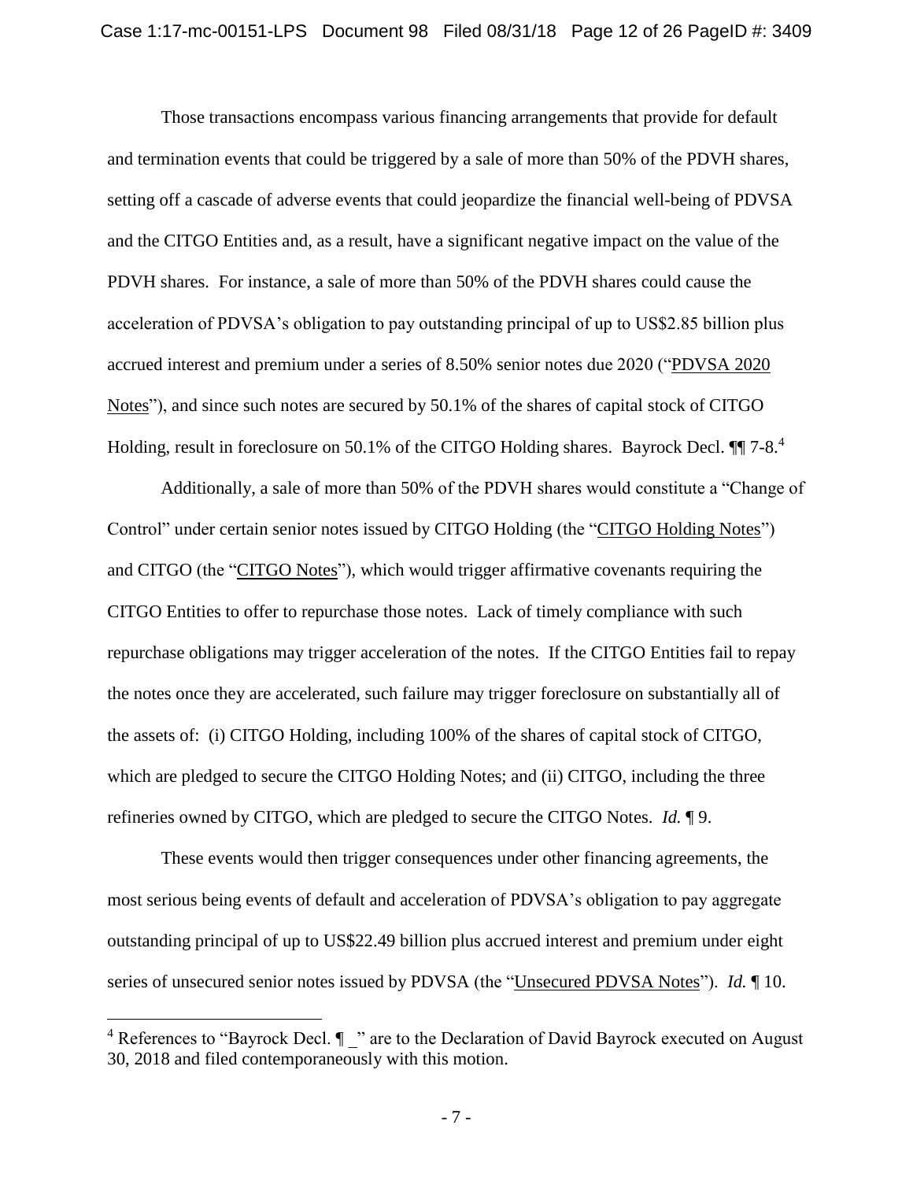Those transactions encompass various financing arrangements that provide for default and termination events that could be triggered by a sale of more than 50% of the PDVH shares, setting off a cascade of adverse events that could jeopardize the financial well-being of PDVSA and the CITGO Entities and, as a result, have a significant negative impact on the value of the PDVH shares. For instance, a sale of more than 50% of the PDVH shares could cause the acceleration of PDVSA's obligation to pay outstanding principal of up to US$2.85 billion plus accrued interest and premium under a series of 8.50% senior notes due 2020 ("PDVSA 2020 Notes"), and since such notes are secured by 50.1% of the shares of capital stock of CITGO Holding, result in foreclosure on 50.1% of the CITGO Holding shares. Bayrock Decl. ¶¶ 7-8.[4]

Additionally, a sale of more than 50% of the PDVH shares would constitute a "Change of Control" under certain senior notes issued by CITGO Holding (the "CITGO Holding Notes") and CITGO (the "CITGO Notes"), which would trigger affirmative covenants requiring the CITGO Entities to offer to repurchase those notes. Lack of timely compliance with such repurchase obligations may trigger acceleration of the notes. If the CITGO Entities fail to repay the notes once they are accelerated, such failure may trigger foreclosure on substantially all of the assets of: (i) CITGO Holding, including 100% of the shares of capital stock of CITGO, which are pledged to secure the CITGO Holding Notes; and (ii) CITGO, including the three refineries owned by CITGO, which are pledged to secure the CITGO Notes. *Id.* ¶ 9.

These events would then trigger consequences under other financing agreements, the most serious being events of default and acceleration of PDVSA's obligation to pay aggregate outstanding principal of up to US$22.49 billion plus accrued interest and premium under eight series of unsecured senior notes issued by PDVSA (the "Unsecured PDVSA Notes"). *Id.* ¶ 10.

---

[4] References to "Bayrock Decl. ¶ _" are to the Declaration of David Bayrock executed on August 30, 2018 and filed contemporaneously with this motion.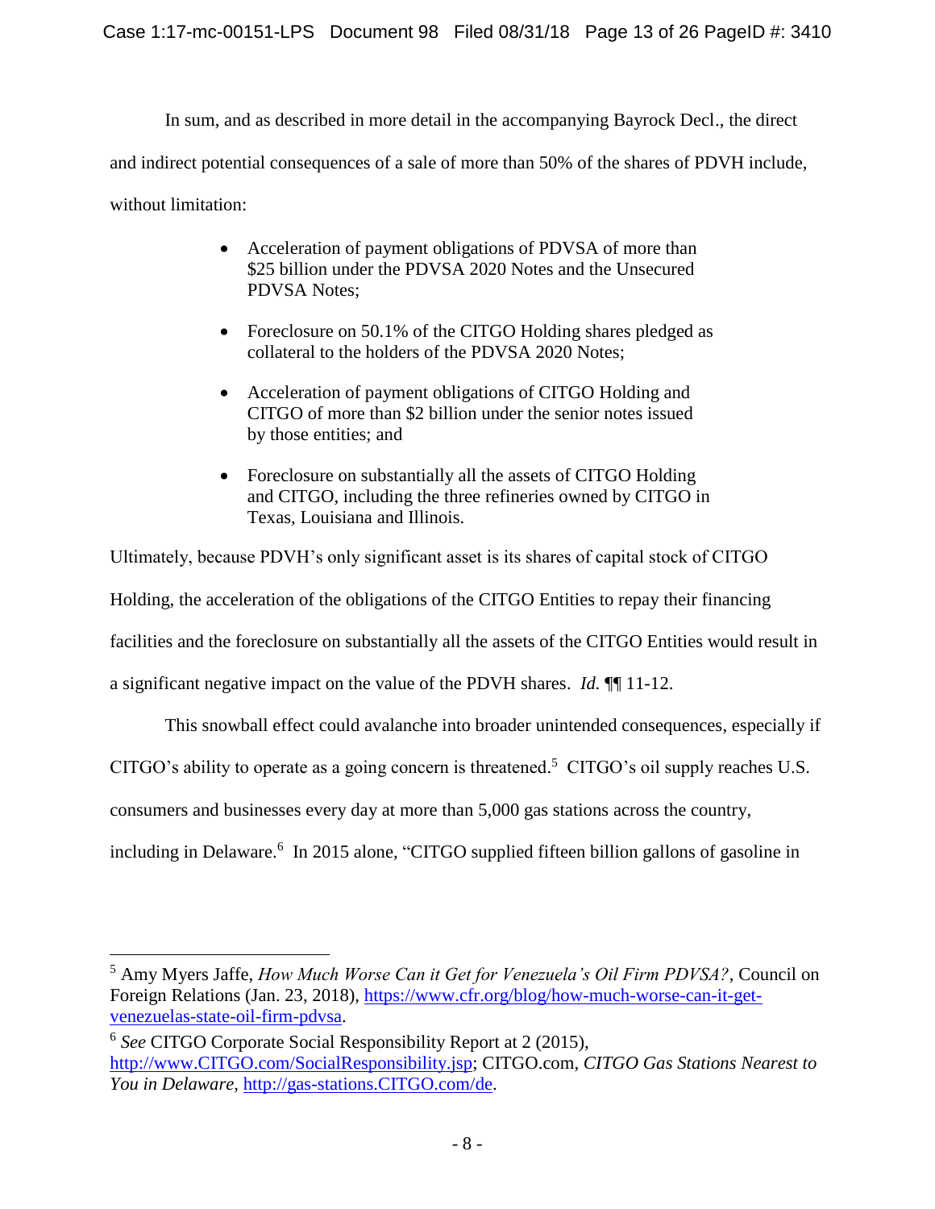In sum, and as described in more detail in the accompanying Bayrock Decl., the direct and indirect potential consequences of a sale of more than 50% of the shares of PDVH include, without limitation:

- Acceleration of payment obligations of PDVSA of more than $25 billion under the PDVSA 2020 Notes and the Unsecured PDVSA Notes;
- Foreclosure on 50.1% of the CITGO Holding shares pledged as collateral to the holders of the PDVSA 2020 Notes;
- Acceleration of payment obligations of CITGO Holding and CITGO of more than $2 billion under the senior notes issued by those entities; and
- Foreclosure on substantially all the assets of CITGO Holding and CITGO, including the three refineries owned by CITGO in Texas, Louisiana and Illinois.

Ultimately, because PDVH's only significant asset is its shares of capital stock of CITGO Holding, the acceleration of the obligations of the CITGO Entities to repay their financing facilities and the foreclosure on substantially all the assets of the CITGO Entities would result in a significant negative impact on the value of the PDVH shares. *Id.* ¶¶ 11-12.

This snowball effect could avalanche into broader unintended consequences, especially if CITGO's ability to operate as a going concern is threatened.[5] CITGO's oil supply reaches U.S. consumers and businesses every day at more than 5,000 gas stations across the country, including in Delaware.[6] In 2015 alone, "CITGO supplied fifteen billion gallons of gasoline in

---

[5] Amy Myers Jaffe, *How Much Worse Can it Get for Venezuela's Oil Firm PDVSA?*, Council on Foreign Relations (Jan. 23, 2018), https://www.cfr.org/blog/how-much-worse-can-it-get-venezuelas-state-oil-firm-pdvsa.

[6] *See* CITGO Corporate Social Responsibility Report at 2 (2015), http://www.CITGO.com/SocialResponsibility.jsp; CITGO.com, *CITGO Gas Stations Nearest to You in Delaware*, http://gas-stations.CITGO.com/de.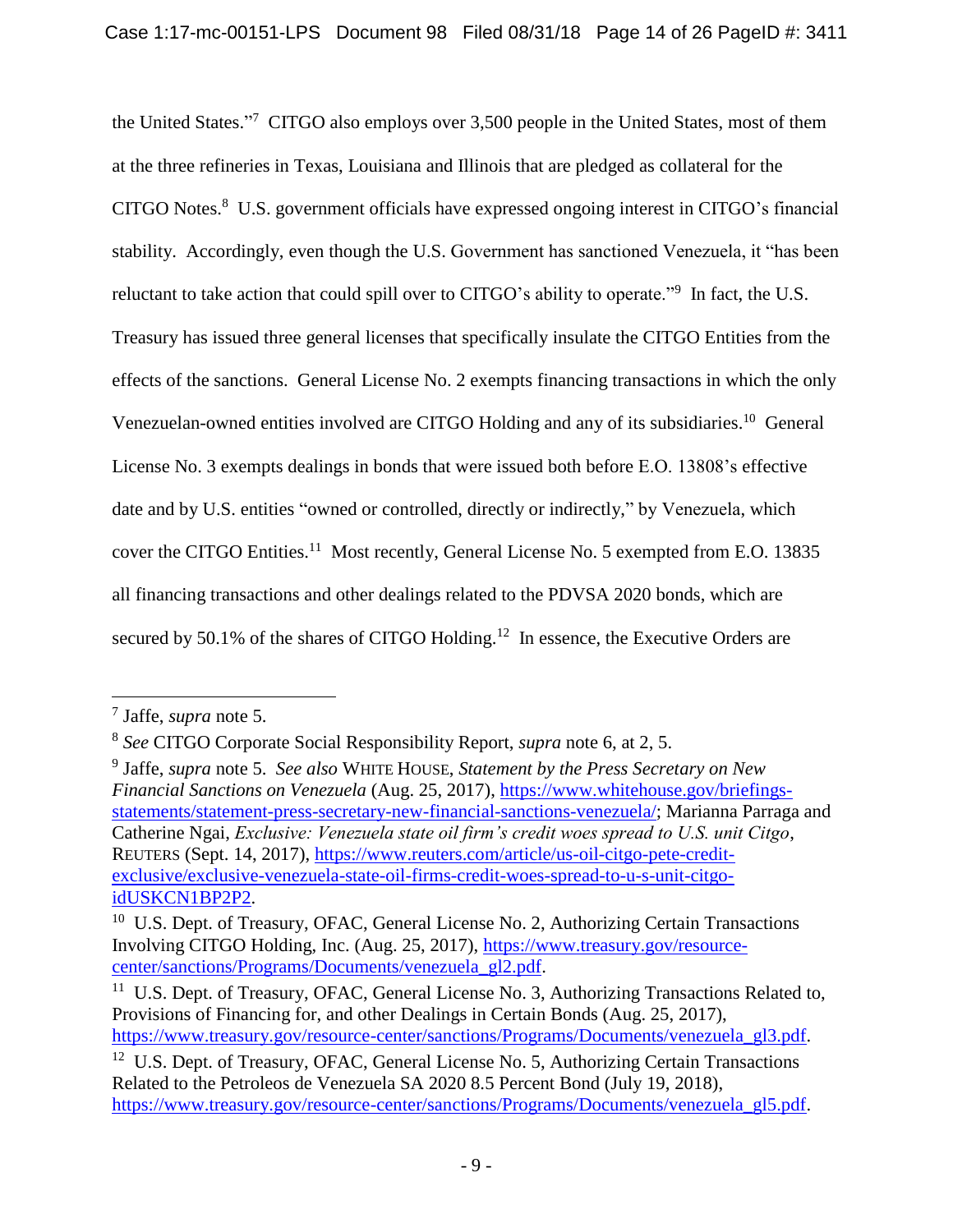the United States."[7] CITGO also employs over 3,500 people in the United States, most of them at the three refineries in Texas, Louisiana and Illinois that are pledged as collateral for the CITGO Notes.[8] U.S. government officials have expressed ongoing interest in CITGO's financial stability. Accordingly, even though the U.S. Government has sanctioned Venezuela, it "has been reluctant to take action that could spill over to CITGO's ability to operate."[9] In fact, the U.S. Treasury has issued three general licenses that specifically insulate the CITGO Entities from the effects of the sanctions. General License No. 2 exempts financing transactions in which the only Venezuelan-owned entities involved are CITGO Holding and any of its subsidiaries.[10] General License No. 3 exempts dealings in bonds that were issued both before E.O. 13808's effective date and by U.S. entities "owned or controlled, directly or indirectly," by Venezuela, which cover the CITGO Entities.[11] Most recently, General License No. 5 exempted from E.O. 13835 all financing transactions and other dealings related to the PDVSA 2020 bonds, which are secured by 50.1% of the shares of CITGO Holding.[12] In essence, the Executive Orders are

---

[7] Jaffe, *supra* note 5.

[8] *See* CITGO Corporate Social Responsibility Report, *supra* note 6, at 2, 5.

[9] Jaffe, *supra* note 5. *See also* WHITE HOUSE, *Statement by the Press Secretary on New Financial Sanctions on Venezuela* (Aug. 25, 2017), https://www.whitehouse.gov/briefings-statements/statement-press-secretary-new-financial-sanctions-venezuela/; Marianna Parraga and Catherine Ngai, *Exclusive: Venezuela state oil firm's credit woes spread to U.S. unit Citgo*, REUTERS (Sept. 14, 2017), https://www.reuters.com/article/us-oil-citgo-pete-credit-exclusive/exclusive-venezuela-state-oil-firms-credit-woes-spread-to-u-s-unit-citgo-idUSKCN1BP2P2.

[10] U.S. Dept. of Treasury, OFAC, General License No. 2, Authorizing Certain Transactions Involving CITGO Holding, Inc. (Aug. 25, 2017), https://www.treasury.gov/resource-center/sanctions/Programs/Documents/venezuela_gl2.pdf.

[11] U.S. Dept. of Treasury, OFAC, General License No. 3, Authorizing Transactions Related to, Provisions of Financing for, and other Dealings in Certain Bonds (Aug. 25, 2017), https://www.treasury.gov/resource-center/sanctions/Programs/Documents/venezuela_gl3.pdf.

[12] U.S. Dept. of Treasury, OFAC, General License No. 5, Authorizing Certain Transactions Related to the Petroleos de Venezuela SA 2020 8.5 Percent Bond (July 19, 2018), https://www.treasury.gov/resource-center/sanctions/Programs/Documents/venezuela_gl5.pdf.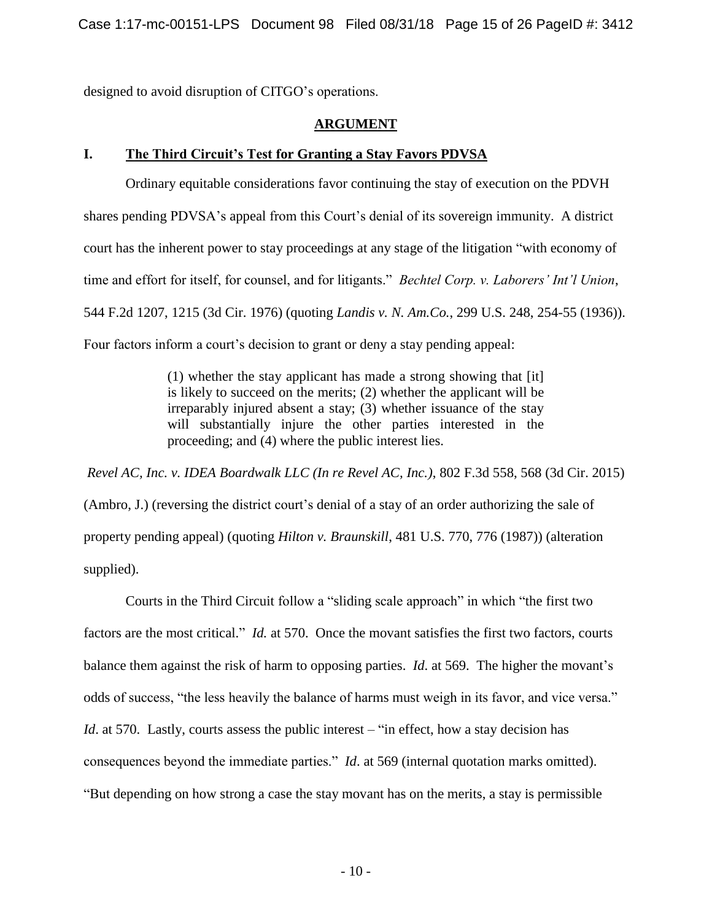designed to avoid disruption of CITGO's operations.

## ARGUMENT

### I. The Third Circuit's Test for Granting a Stay Favors PDVSA

Ordinary equitable considerations favor continuing the stay of execution on the PDVH shares pending PDVSA's appeal from this Court's denial of its sovereign immunity. A district court has the inherent power to stay proceedings at any stage of the litigation "with economy of time and effort for itself, for counsel, and for litigants." *Bechtel Corp. v. Laborers' Int'l Union*, 544 F.2d 1207, 1215 (3d Cir. 1976) (quoting *Landis v. N. Am.Co.*, 299 U.S. 248, 254-55 (1936)). Four factors inform a court's decision to grant or deny a stay pending appeal:

> (1) whether the stay applicant has made a strong showing that [it] is likely to succeed on the merits; (2) whether the applicant will be irreparably injured absent a stay; (3) whether issuance of the stay will substantially injure the other parties interested in the proceeding; and (4) where the public interest lies.

*Revel AC, Inc. v. IDEA Boardwalk LLC (In re Revel AC, Inc.)*, 802 F.3d 558, 568 (3d Cir. 2015) (Ambro, J.) (reversing the district court's denial of a stay of an order authorizing the sale of property pending appeal) (quoting *Hilton v. Braunskill*, 481 U.S. 770, 776 (1987)) (alteration supplied).

Courts in the Third Circuit follow a "sliding scale approach" in which "the first two factors are the most critical." *Id.* at 570. Once the movant satisfies the first two factors, courts balance them against the risk of harm to opposing parties. *Id*. at 569. The higher the movant's odds of success, "the less heavily the balance of harms must weigh in its favor, and vice versa." *Id*. at 570. Lastly, courts assess the public interest – "in effect, how a stay decision has consequences beyond the immediate parties." *Id*. at 569 (internal quotation marks omitted). "But depending on how strong a case the stay movant has on the merits, a stay is permissible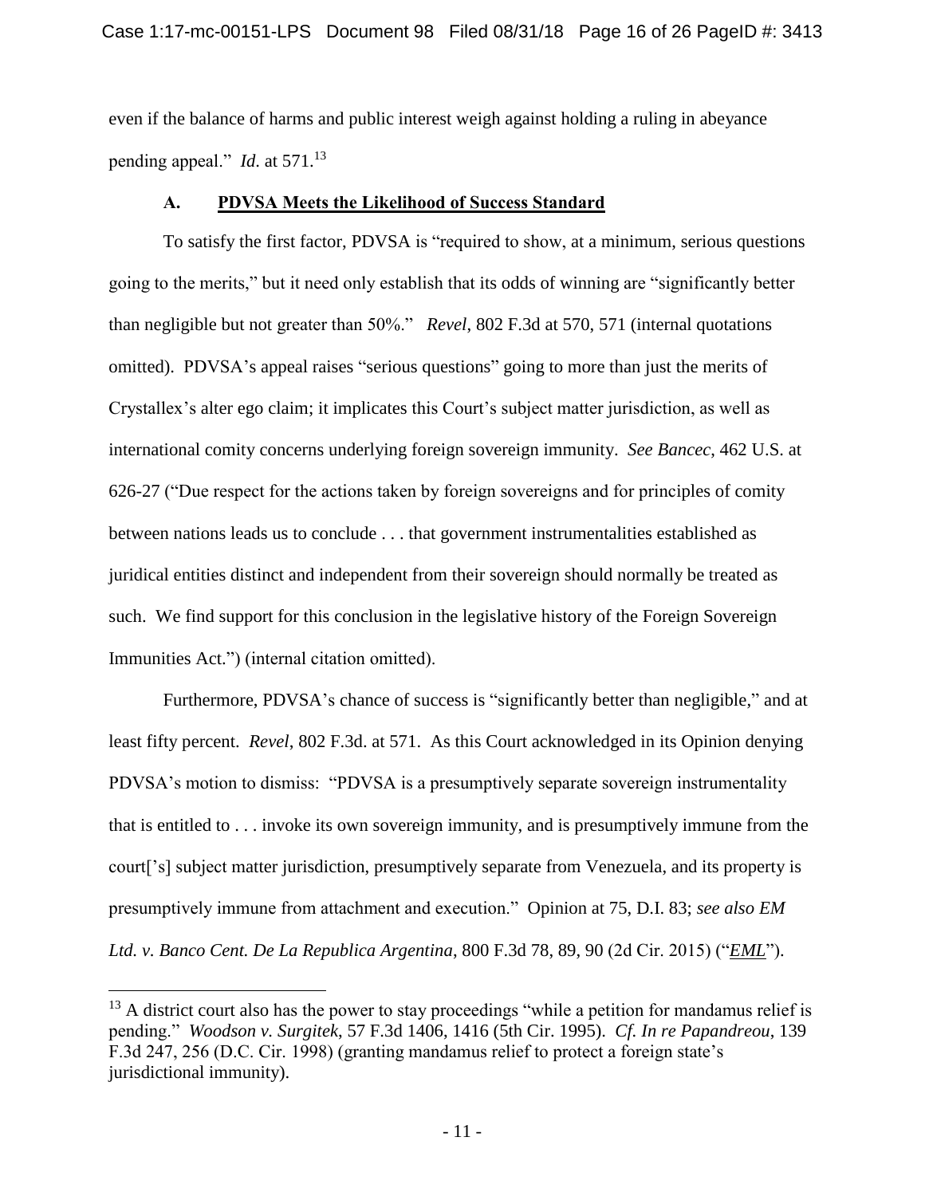even if the balance of harms and public interest weigh against holding a ruling in abeyance pending appeal." *Id.* at 571.[13]

### A. PDVSA Meets the Likelihood of Success Standard

To satisfy the first factor, PDVSA is "required to show, at a minimum, serious questions going to the merits," but it need only establish that its odds of winning are "significantly better than negligible but not greater than 50%." *Revel*, 802 F.3d at 570, 571 (internal quotations omitted). PDVSA's appeal raises "serious questions" going to more than just the merits of Crystallex's alter ego claim; it implicates this Court's subject matter jurisdiction, as well as international comity concerns underlying foreign sovereign immunity. *See Bancec*, 462 U.S. at 626-27 ("Due respect for the actions taken by foreign sovereigns and for principles of comity between nations leads us to conclude . . . that government instrumentalities established as juridical entities distinct and independent from their sovereign should normally be treated as such. We find support for this conclusion in the legislative history of the Foreign Sovereign Immunities Act.") (internal citation omitted).

Furthermore, PDVSA's chance of success is "significantly better than negligible," and at least fifty percent. *Revel*, 802 F.3d. at 571. As this Court acknowledged in its Opinion denying PDVSA's motion to dismiss: "PDVSA is a presumptively separate sovereign instrumentality that is entitled to . . . invoke its own sovereign immunity, and is presumptively immune from the court['s] subject matter jurisdiction, presumptively separate from Venezuela, and its property is presumptively immune from attachment and execution." Opinion at 75, D.I. 83; *see also EM Ltd. v. Banco Cent. De La Republica Argentina*, 800 F.3d 78, 89, 90 (2d Cir. 2015) ("*EML*").

---

[13] A district court also has the power to stay proceedings "while a petition for mandamus relief is pending." *Woodson v. Surgitek*, 57 F.3d 1406, 1416 (5th Cir. 1995). *Cf. In re Papandreou*, 139 F.3d 247, 256 (D.C. Cir. 1998) (granting mandamus relief to protect a foreign state's jurisdictional immunity).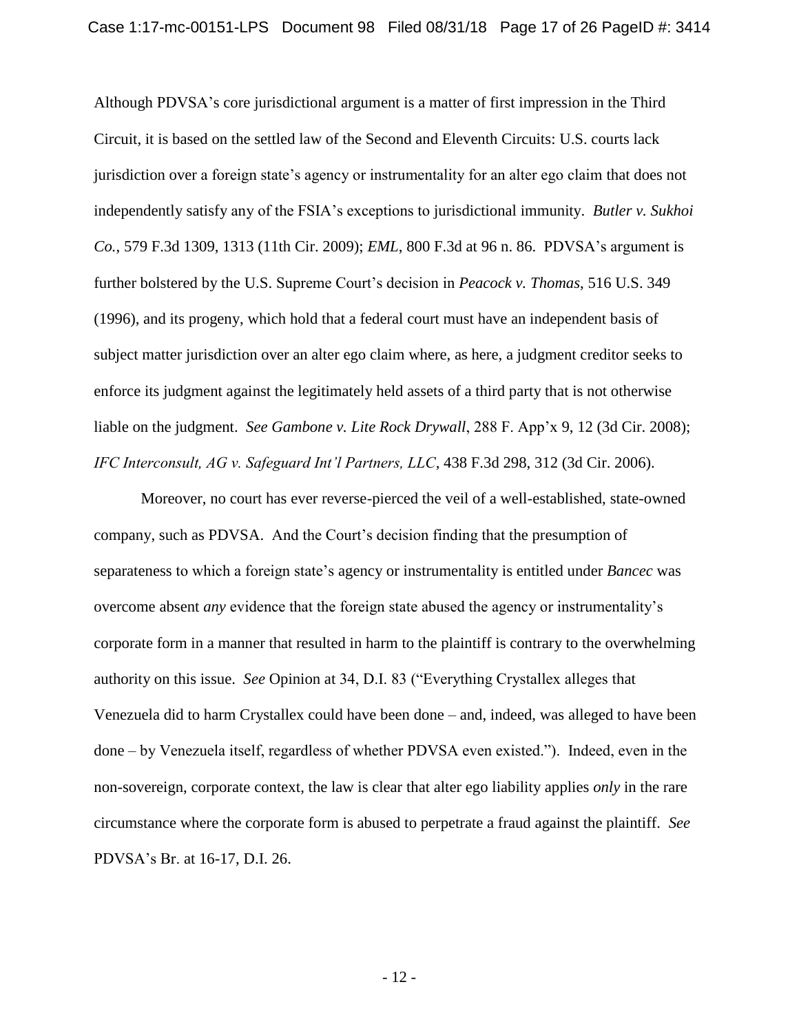Although PDVSA's core jurisdictional argument is a matter of first impression in the Third Circuit, it is based on the settled law of the Second and Eleventh Circuits: U.S. courts lack jurisdiction over a foreign state's agency or instrumentality for an alter ego claim that does not independently satisfy any of the FSIA's exceptions to jurisdictional immunity. *Butler v. Sukhoi Co.*, 579 F.3d 1309, 1313 (11th Cir. 2009); *EML*, 800 F.3d at 96 n. 86. PDVSA's argument is further bolstered by the U.S. Supreme Court's decision in *Peacock v. Thomas*, 516 U.S. 349 (1996), and its progeny, which hold that a federal court must have an independent basis of subject matter jurisdiction over an alter ego claim where, as here, a judgment creditor seeks to enforce its judgment against the legitimately held assets of a third party that is not otherwise liable on the judgment. *See Gambone v. Lite Rock Drywall*, 288 F. App'x 9, 12 (3d Cir. 2008); *IFC Interconsult, AG v. Safeguard Int'l Partners, LLC*, 438 F.3d 298, 312 (3d Cir. 2006).

Moreover, no court has ever reverse-pierced the veil of a well-established, state-owned company, such as PDVSA. And the Court's decision finding that the presumption of separateness to which a foreign state's agency or instrumentality is entitled under *Bancec* was overcome absent *any* evidence that the foreign state abused the agency or instrumentality's corporate form in a manner that resulted in harm to the plaintiff is contrary to the overwhelming authority on this issue. *See* Opinion at 34, D.I. 83 ("Everything Crystallex alleges that Venezuela did to harm Crystallex could have been done – and, indeed, was alleged to have been done – by Venezuela itself, regardless of whether PDVSA even existed."). Indeed, even in the non-sovereign, corporate context, the law is clear that alter ego liability applies *only* in the rare circumstance where the corporate form is abused to perpetrate a fraud against the plaintiff. *See* PDVSA's Br. at 16-17, D.I. 26.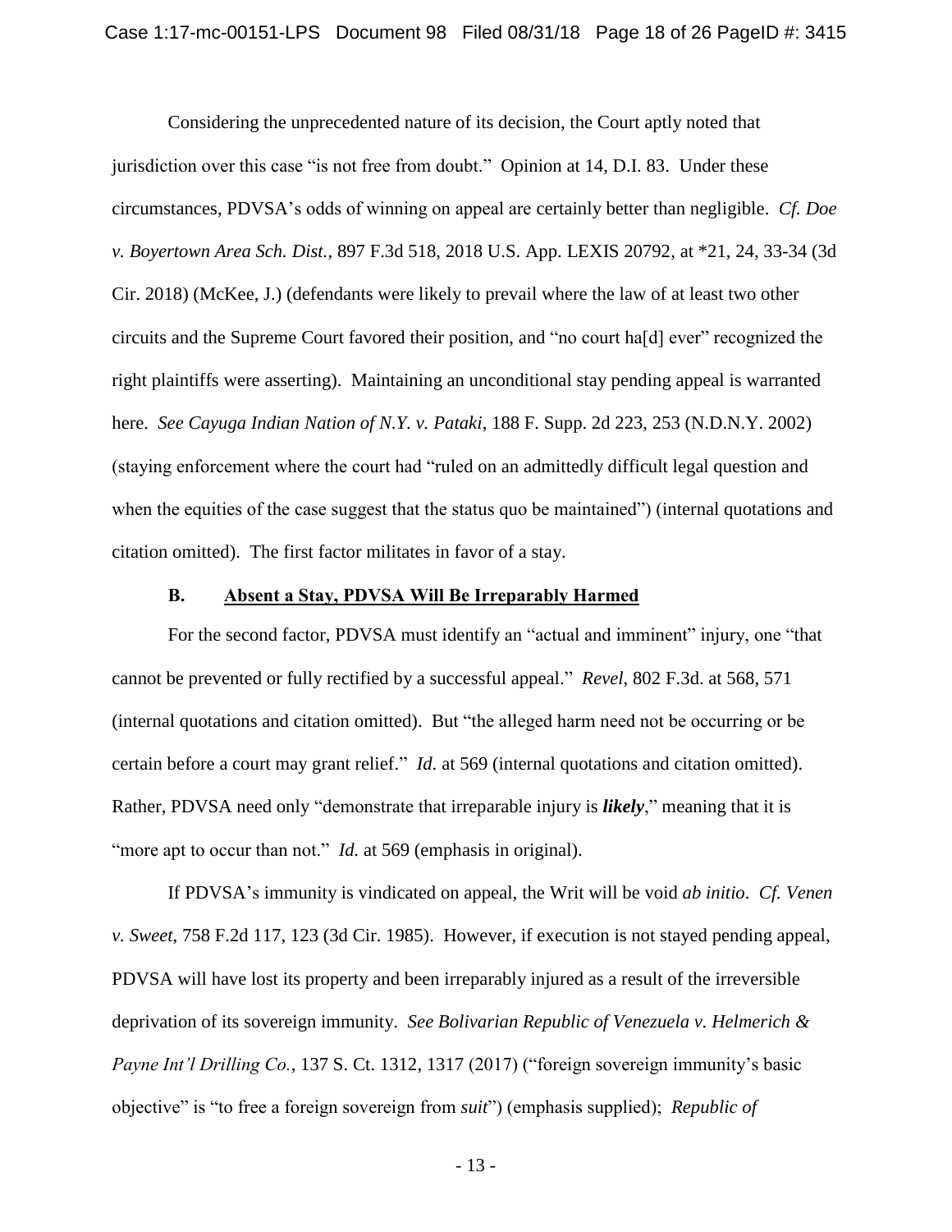Considering the unprecedented nature of its decision, the Court aptly noted that jurisdiction over this case "is not free from doubt." Opinion at 14, D.I. 83. Under these circumstances, PDVSA's odds of winning on appeal are certainly better than negligible. *Cf. Doe v. Boyertown Area Sch. Dist.*, 897 F.3d 518, 2018 U.S. App. LEXIS 20792, at *21, 24, 33-34 (3d Cir. 2018) (McKee, J.) (defendants were likely to prevail where the law of at least two other circuits and the Supreme Court favored their position, and "no court ha[d] ever" recognized the right plaintiffs were asserting). Maintaining an unconditional stay pending appeal is warranted here. *See Cayuga Indian Nation of N.Y. v. Pataki*, 188 F. Supp. 2d 223, 253 (N.D.N.Y. 2002) (staying enforcement where the court had "ruled on an admittedly difficult legal question and when the equities of the case suggest that the status quo be maintained") (internal quotations and citation omitted). The first factor militates in favor of a stay.

### B. <u>Absent a Stay, PDVSA Will Be Irreparably Harmed</u>

For the second factor, PDVSA must identify an "actual and imminent" injury, one "that cannot be prevented or fully rectified by a successful appeal." *Revel*, 802 F.3d. at 568, 571 (internal quotations and citation omitted). But "the alleged harm need not be occurring or be certain before a court may grant relief." *Id.* at 569 (internal quotations and citation omitted). Rather, PDVSA need only "demonstrate that irreparable injury is ***likely***," meaning that it is "more apt to occur than not." *Id.* at 569 (emphasis in original).

If PDVSA's immunity is vindicated on appeal, the Writ will be void *ab initio*. *Cf. Venen v. Sweet*, 758 F.2d 117, 123 (3d Cir. 1985). However, if execution is not stayed pending appeal, PDVSA will have lost its property and been irreparably injured as a result of the irreversible deprivation of its sovereign immunity. *See Bolivarian Republic of Venezuela v. Helmerich & Payne Int'l Drilling Co.*, 137 S. Ct. 1312, 1317 (2017) ("foreign sovereign immunity's basic objective" is "to free a foreign sovereign from *suit*") (emphasis supplied); *Republic of*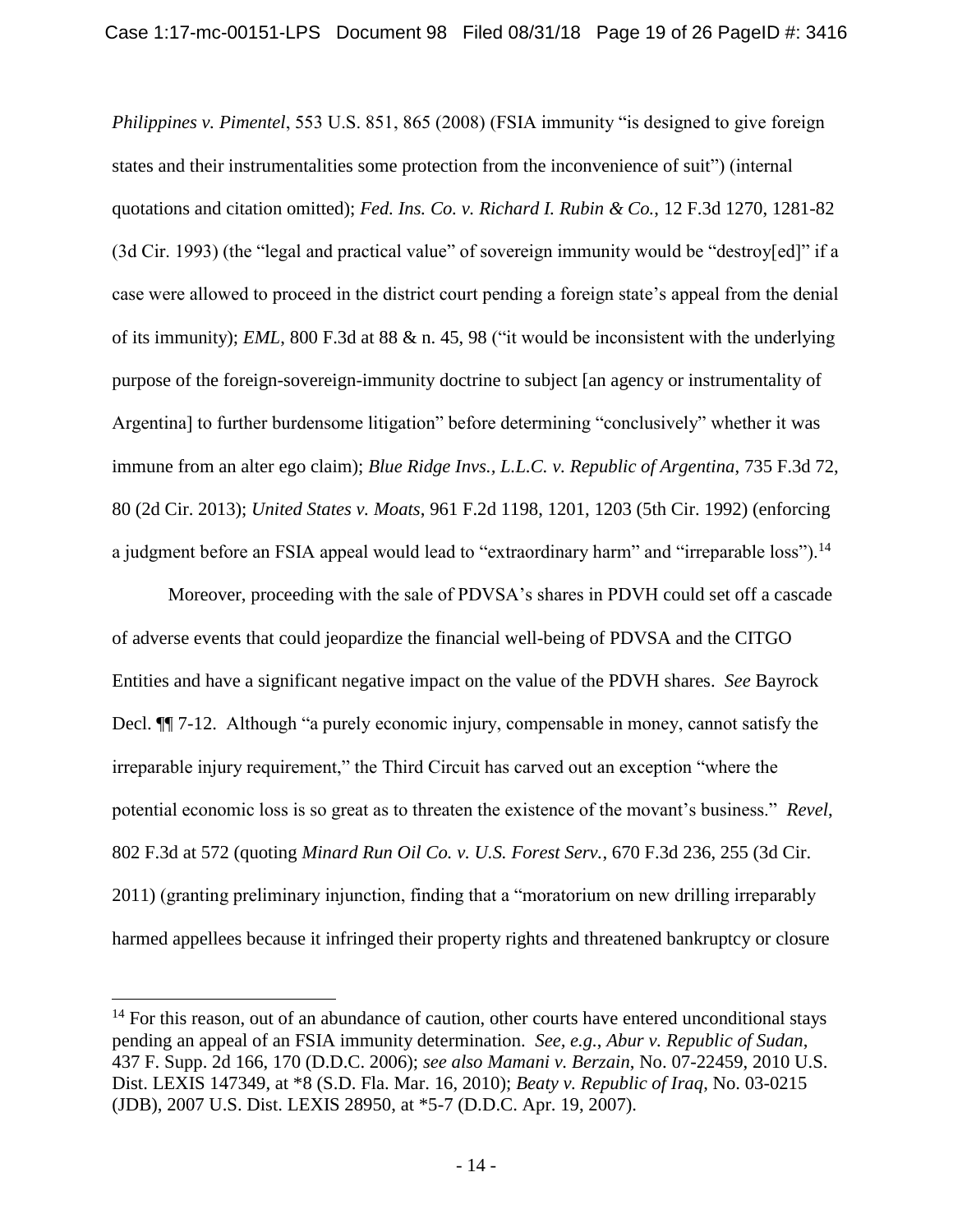*Philippines v. Pimentel*, 553 U.S. 851, 865 (2008) (FSIA immunity "is designed to give foreign states and their instrumentalities some protection from the inconvenience of suit") (internal quotations and citation omitted); *Fed. Ins. Co. v. Richard I. Rubin & Co.*, 12 F.3d 1270, 1281-82 (3d Cir. 1993) (the "legal and practical value" of sovereign immunity would be "destroy[ed]" if a case were allowed to proceed in the district court pending a foreign state's appeal from the denial of its immunity); *EML*, 800 F.3d at 88 & n. 45, 98 ("it would be inconsistent with the underlying purpose of the foreign-sovereign-immunity doctrine to subject [an agency or instrumentality of Argentina] to further burdensome litigation" before determining "conclusively" whether it was immune from an alter ego claim); *Blue Ridge Invs., L.L.C. v. Republic of Argentina*, 735 F.3d 72, 80 (2d Cir. 2013); *United States v. Moats*, 961 F.2d 1198, 1201, 1203 (5th Cir. 1992) (enforcing a judgment before an FSIA appeal would lead to "extraordinary harm" and "irreparable loss").[14]

Moreover, proceeding with the sale of PDVSA's shares in PDVH could set off a cascade of adverse events that could jeopardize the financial well-being of PDVSA and the CITGO Entities and have a significant negative impact on the value of the PDVH shares. *See* Bayrock Decl. ¶¶ 7-12. Although "a purely economic injury, compensable in money, cannot satisfy the irreparable injury requirement," the Third Circuit has carved out an exception "where the potential economic loss is so great as to threaten the existence of the movant's business." *Revel*, 802 F.3d at 572 (quoting *Minard Run Oil Co. v. U.S. Forest Serv.*, 670 F.3d 236, 255 (3d Cir. 2011) (granting preliminary injunction, finding that a "moratorium on new drilling irreparably harmed appellees because it infringed their property rights and threatened bankruptcy or closure

---

[14] For this reason, out of an abundance of caution, other courts have entered unconditional stays pending an appeal of an FSIA immunity determination. *See, e.g.*, *Abur v. Republic of Sudan*, 437 F. Supp. 2d 166, 170 (D.D.C. 2006); *see also Mamani v. Berzain*, No. 07-22459, 2010 U.S. Dist. LEXIS 147349, at *8 (S.D. Fla. Mar. 16, 2010); *Beaty v. Republic of Iraq*, No. 03-0215 (JDB), 2007 U.S. Dist. LEXIS 28950, at *5-7 (D.D.C. Apr. 19, 2007).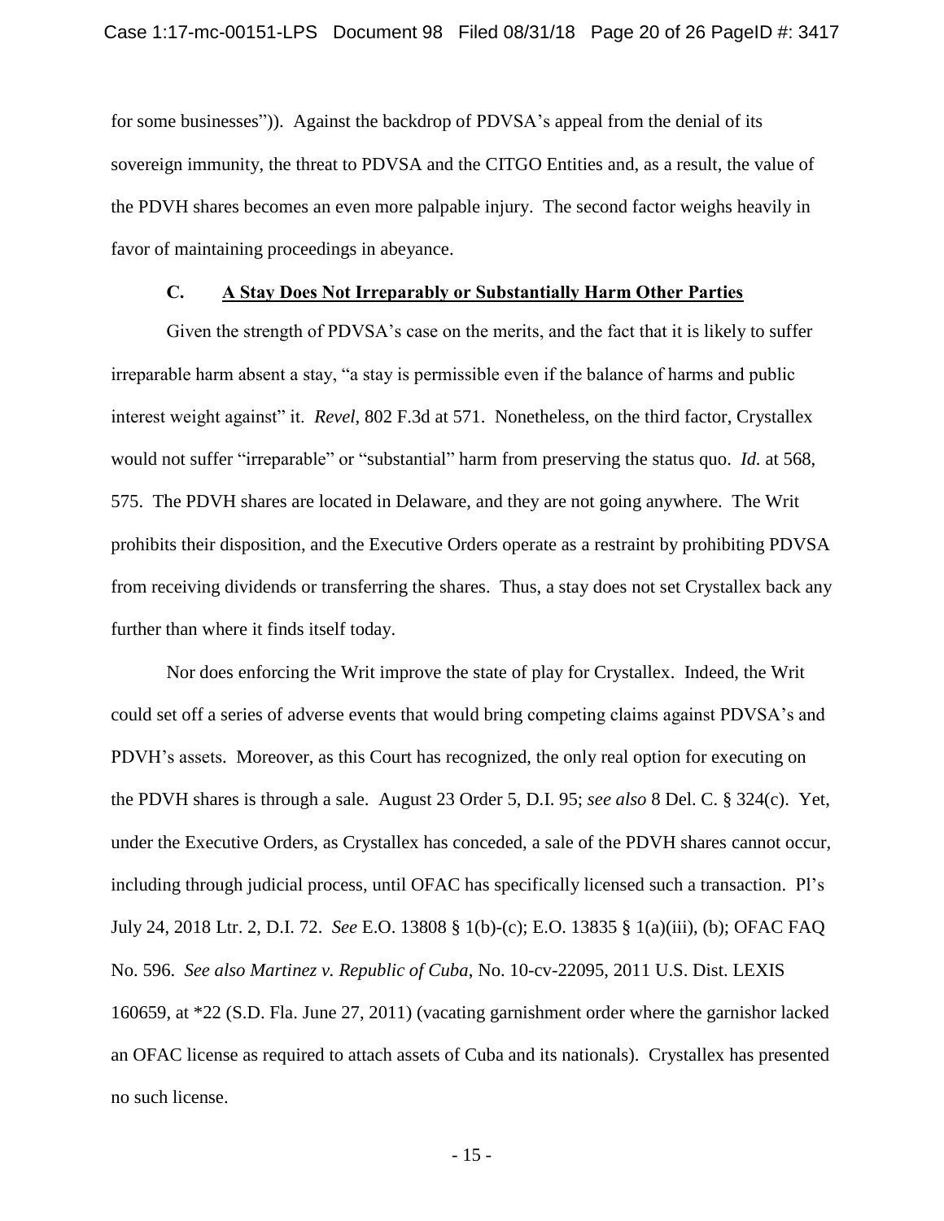for some businesses")). Against the backdrop of PDVSA's appeal from the denial of its sovereign immunity, the threat to PDVSA and the CITGO Entities and, as a result, the value of the PDVH shares becomes an even more palpable injury. The second factor weighs heavily in favor of maintaining proceedings in abeyance.

### C. A Stay Does Not Irreparably or Substantially Harm Other Parties

Given the strength of PDVSA's case on the merits, and the fact that it is likely to suffer irreparable harm absent a stay, "a stay is permissible even if the balance of harms and public interest weight against" it. *Revel*, 802 F.3d at 571. Nonetheless, on the third factor, Crystallex would not suffer "irreparable" or "substantial" harm from preserving the status quo. *Id.* at 568, 575. The PDVH shares are located in Delaware, and they are not going anywhere. The Writ prohibits their disposition, and the Executive Orders operate as a restraint by prohibiting PDVSA from receiving dividends or transferring the shares. Thus, a stay does not set Crystallex back any further than where it finds itself today.

Nor does enforcing the Writ improve the state of play for Crystallex. Indeed, the Writ could set off a series of adverse events that would bring competing claims against PDVSA's and PDVH's assets. Moreover, as this Court has recognized, the only real option for executing on the PDVH shares is through a sale. August 23 Order 5, D.I. 95; *see also* 8 Del. C. § 324(c). Yet, under the Executive Orders, as Crystallex has conceded, a sale of the PDVH shares cannot occur, including through judicial process, until OFAC has specifically licensed such a transaction. Pl's July 24, 2018 Ltr. 2, D.I. 72. *See* E.O. 13808 § 1(b)-(c); E.O. 13835 § 1(a)(iii), (b); OFAC FAQ No. 596. *See also Martinez v. Republic of Cuba*, No. 10-cv-22095, 2011 U.S. Dist. LEXIS 160659, at *22 (S.D. Fla. June 27, 2011) (vacating garnishment order where the garnishor lacked an OFAC license as required to attach assets of Cuba and its nationals). Crystallex has presented no such license.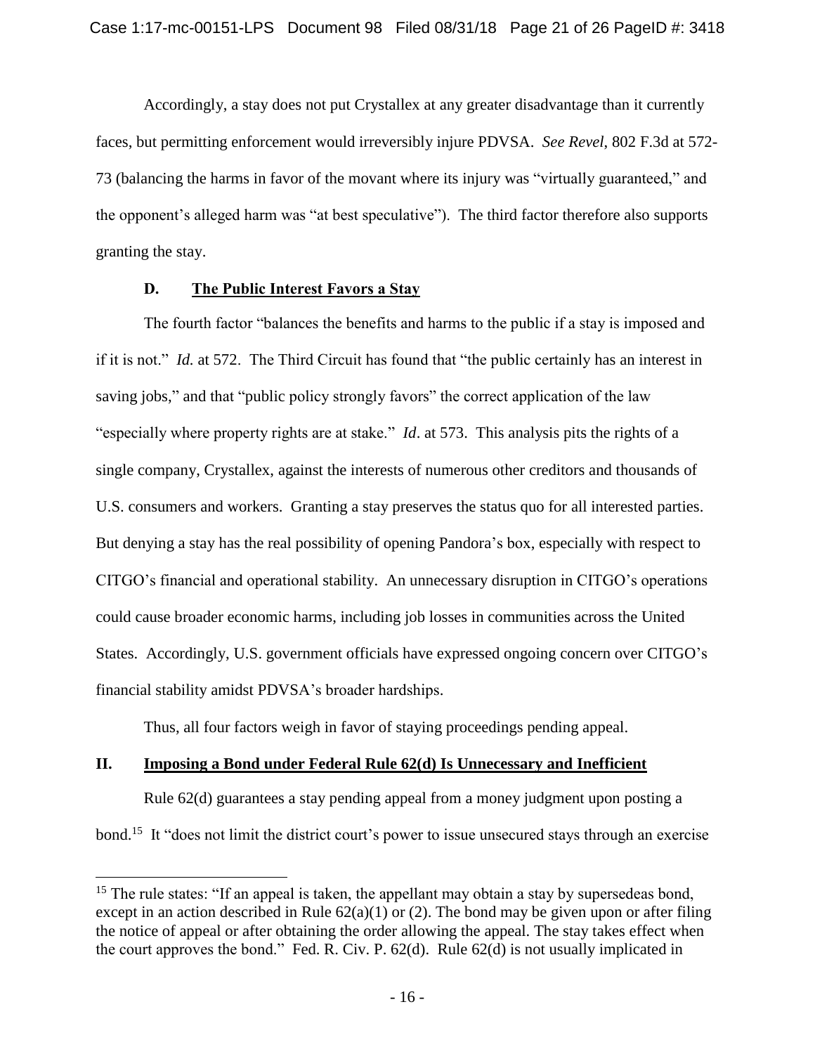Accordingly, a stay does not put Crystallex at any greater disadvantage than it currently faces, but permitting enforcement would irreversibly injure PDVSA. *See Revel*, 802 F.3d at 572-73 (balancing the harms in favor of the movant where its injury was "virtually guaranteed," and the opponent's alleged harm was "at best speculative"). The third factor therefore also supports granting the stay.

### D. The Public Interest Favors a Stay

The fourth factor "balances the benefits and harms to the public if a stay is imposed and if it is not." *Id.* at 572. The Third Circuit has found that "the public certainly has an interest in saving jobs," and that "public policy strongly favors" the correct application of the law "especially where property rights are at stake." *Id*. at 573. This analysis pits the rights of a single company, Crystallex, against the interests of numerous other creditors and thousands of U.S. consumers and workers. Granting a stay preserves the status quo for all interested parties. But denying a stay has the real possibility of opening Pandora's box, especially with respect to CITGO's financial and operational stability. An unnecessary disruption in CITGO's operations could cause broader economic harms, including job losses in communities across the United States. Accordingly, U.S. government officials have expressed ongoing concern over CITGO's financial stability amidst PDVSA's broader hardships.

Thus, all four factors weigh in favor of staying proceedings pending appeal.

## II. Imposing a Bond under Federal Rule 62(d) Is Unnecessary and Inefficient

Rule 62(d) guarantees a stay pending appeal from a money judgment upon posting a bond.[15] It "does not limit the district court's power to issue unsecured stays through an exercise

---

[15] The rule states: "If an appeal is taken, the appellant may obtain a stay by supersedeas bond, except in an action described in Rule 62(a)(1) or (2). The bond may be given upon or after filing the notice of appeal or after obtaining the order allowing the appeal. The stay takes effect when the court approves the bond." Fed. R. Civ. P. 62(d). Rule 62(d) is not usually implicated in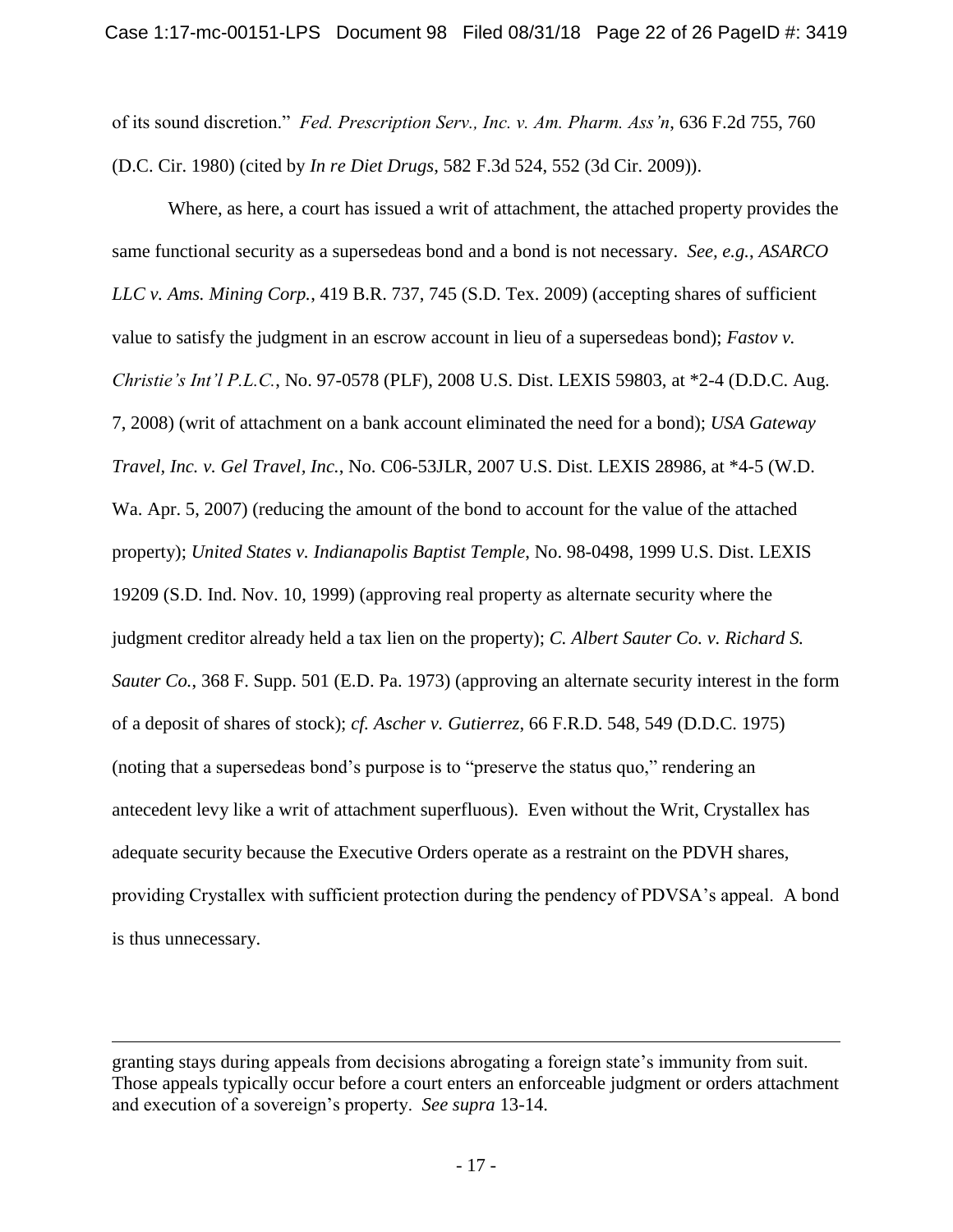of its sound discretion." *Fed. Prescription Serv., Inc. v. Am. Pharm. Ass'n*, 636 F.2d 755, 760 (D.C. Cir. 1980) (cited by *In re Diet Drugs*, 582 F.3d 524, 552 (3d Cir. 2009)).

Where, as here, a court has issued a writ of attachment, the attached property provides the same functional security as a supersedeas bond and a bond is not necessary. *See, e.g.*, *ASARCO LLC v. Ams. Mining Corp.*, 419 B.R. 737, 745 (S.D. Tex. 2009) (accepting shares of sufficient value to satisfy the judgment in an escrow account in lieu of a supersedeas bond); *Fastov v. Christie's Int'l P.L.C.*, No. 97-0578 (PLF), 2008 U.S. Dist. LEXIS 59803, at *2-4 (D.D.C. Aug. 7, 2008) (writ of attachment on a bank account eliminated the need for a bond); *USA Gateway Travel, Inc. v. Gel Travel, Inc.*, No. C06-53JLR, 2007 U.S. Dist. LEXIS 28986, at *4-5 (W.D. Wa. Apr. 5, 2007) (reducing the amount of the bond to account for the value of the attached property); *United States v. Indianapolis Baptist Temple*, No. 98-0498, 1999 U.S. Dist. LEXIS 19209 (S.D. Ind. Nov. 10, 1999) (approving real property as alternate security where the judgment creditor already held a tax lien on the property); *C. Albert Sauter Co. v. Richard S. Sauter Co.*, 368 F. Supp. 501 (E.D. Pa. 1973) (approving an alternate security interest in the form of a deposit of shares of stock); *cf. Ascher v. Gutierrez*, 66 F.R.D. 548, 549 (D.D.C. 1975) (noting that a supersedeas bond's purpose is to "preserve the status quo," rendering an antecedent levy like a writ of attachment superfluous). Even without the Writ, Crystallex has adequate security because the Executive Orders operate as a restraint on the PDVH shares, providing Crystallex with sufficient protection during the pendency of PDVSA's appeal. A bond is thus unnecessary.

---

granting stays during appeals from decisions abrogating a foreign state's immunity from suit. Those appeals typically occur before a court enters an enforceable judgment or orders attachment and execution of a sovereign's property. *See supra* 13-14.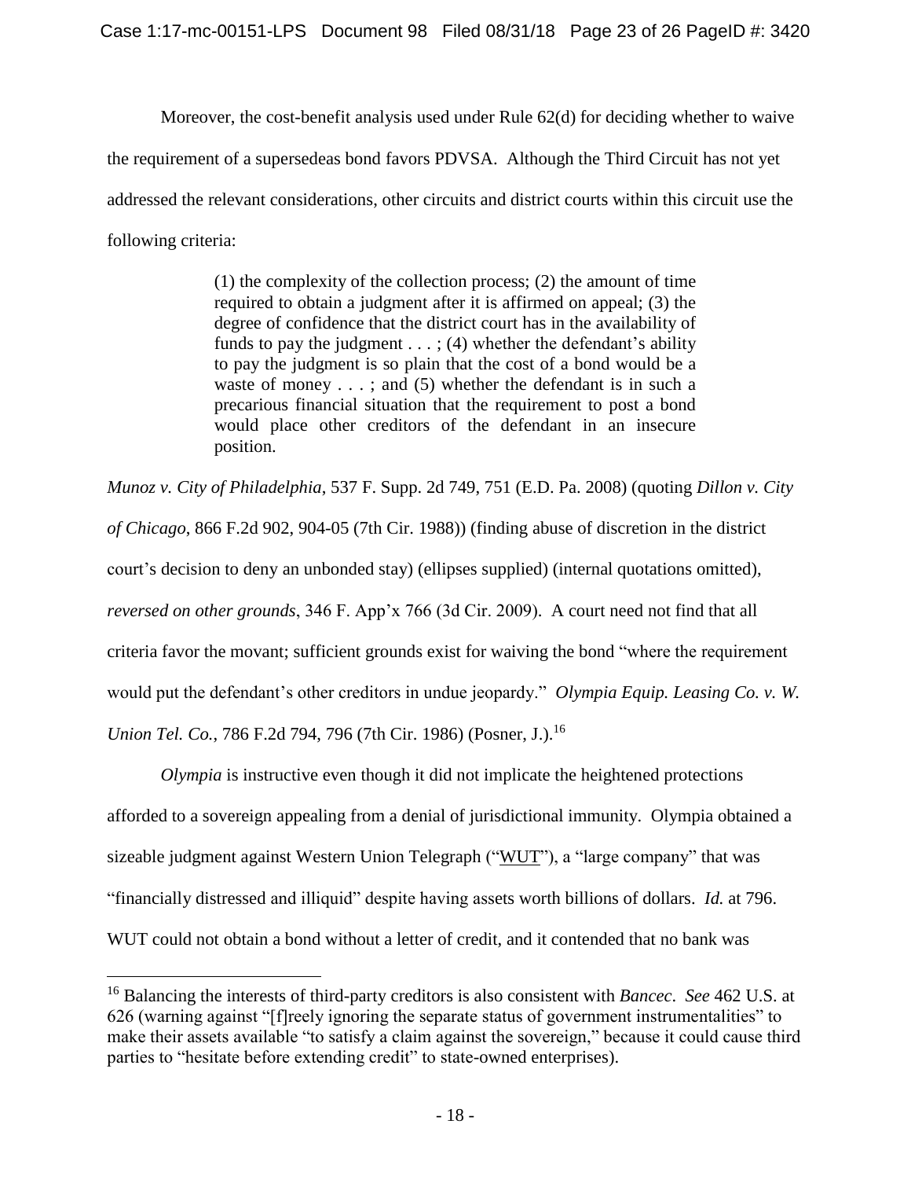Moreover, the cost-benefit analysis used under Rule 62(d) for deciding whether to waive the requirement of a supersedeas bond favors PDVSA. Although the Third Circuit has not yet addressed the relevant considerations, other circuits and district courts within this circuit use the following criteria:

> (1) the complexity of the collection process; (2) the amount of time required to obtain a judgment after it is affirmed on appeal; (3) the degree of confidence that the district court has in the availability of funds to pay the judgment . . . ; (4) whether the defendant's ability to pay the judgment is so plain that the cost of a bond would be a waste of money . . . ; and (5) whether the defendant is in such a precarious financial situation that the requirement to post a bond would place other creditors of the defendant in an insecure position.

*Munoz v. City of Philadelphia*, 537 F. Supp. 2d 749, 751 (E.D. Pa. 2008) (quoting *Dillon v. City of Chicago*, 866 F.2d 902, 904-05 (7th Cir. 1988)) (finding abuse of discretion in the district court's decision to deny an unbonded stay) (ellipses supplied) (internal quotations omitted), *reversed on other grounds*, 346 F. App'x 766 (3d Cir. 2009). A court need not find that all criteria favor the movant; sufficient grounds exist for waiving the bond "where the requirement would put the defendant's other creditors in undue jeopardy." *Olympia Equip. Leasing Co. v. W. Union Tel. Co.*, 786 F.2d 794, 796 (7th Cir. 1986) (Posner, J.).[16]

*Olympia* is instructive even though it did not implicate the heightened protections afforded to a sovereign appealing from a denial of jurisdictional immunity. Olympia obtained a sizeable judgment against Western Union Telegraph ("WUT"), a "large company" that was "financially distressed and illiquid" despite having assets worth billions of dollars. *Id.* at 796. WUT could not obtain a bond without a letter of credit, and it contended that no bank was

---

[16] Balancing the interests of third-party creditors is also consistent with *Bancec*. *See* 462 U.S. at 626 (warning against "[f]reely ignoring the separate status of government instrumentalities" to make their assets available "to satisfy a claim against the sovereign," because it could cause third parties to "hesitate before extending credit" to state-owned enterprises).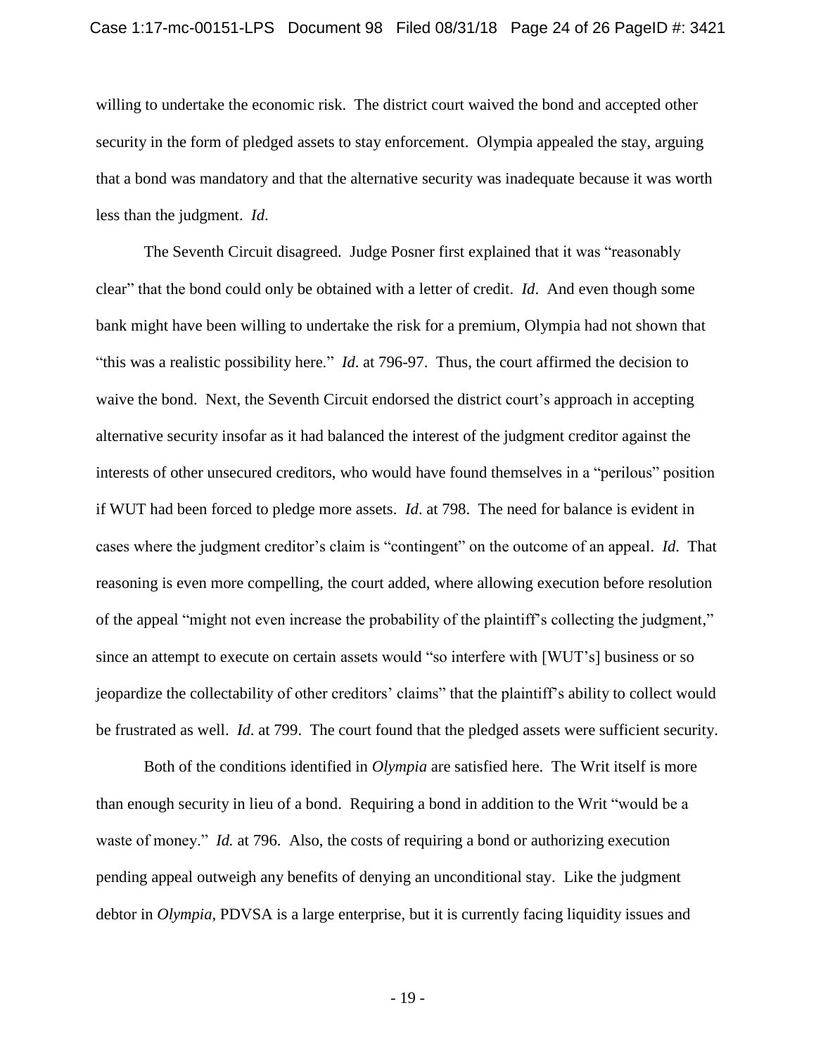willing to undertake the economic risk. The district court waived the bond and accepted other security in the form of pledged assets to stay enforcement. Olympia appealed the stay, arguing that a bond was mandatory and that the alternative security was inadequate because it was worth less than the judgment. *Id*.

The Seventh Circuit disagreed. Judge Posner first explained that it was "reasonably clear" that the bond could only be obtained with a letter of credit. *Id*. And even though some bank might have been willing to undertake the risk for a premium, Olympia had not shown that "this was a realistic possibility here." *Id*. at 796-97. Thus, the court affirmed the decision to waive the bond. Next, the Seventh Circuit endorsed the district court's approach in accepting alternative security insofar as it had balanced the interest of the judgment creditor against the interests of other unsecured creditors, who would have found themselves in a "perilous" position if WUT had been forced to pledge more assets. *Id*. at 798. The need for balance is evident in cases where the judgment creditor's claim is "contingent" on the outcome of an appeal. *Id*. That reasoning is even more compelling, the court added, where allowing execution before resolution of the appeal "might not even increase the probability of the plaintiff's collecting the judgment," since an attempt to execute on certain assets would "so interfere with [WUT's] business or so jeopardize the collectability of other creditors' claims" that the plaintiff's ability to collect would be frustrated as well. *Id*. at 799. The court found that the pledged assets were sufficient security.

Both of the conditions identified in *Olympia* are satisfied here. The Writ itself is more than enough security in lieu of a bond. Requiring a bond in addition to the Writ "would be a waste of money." *Id.* at 796. Also, the costs of requiring a bond or authorizing execution pending appeal outweigh any benefits of denying an unconditional stay. Like the judgment debtor in *Olympia*, PDVSA is a large enterprise, but it is currently facing liquidity issues and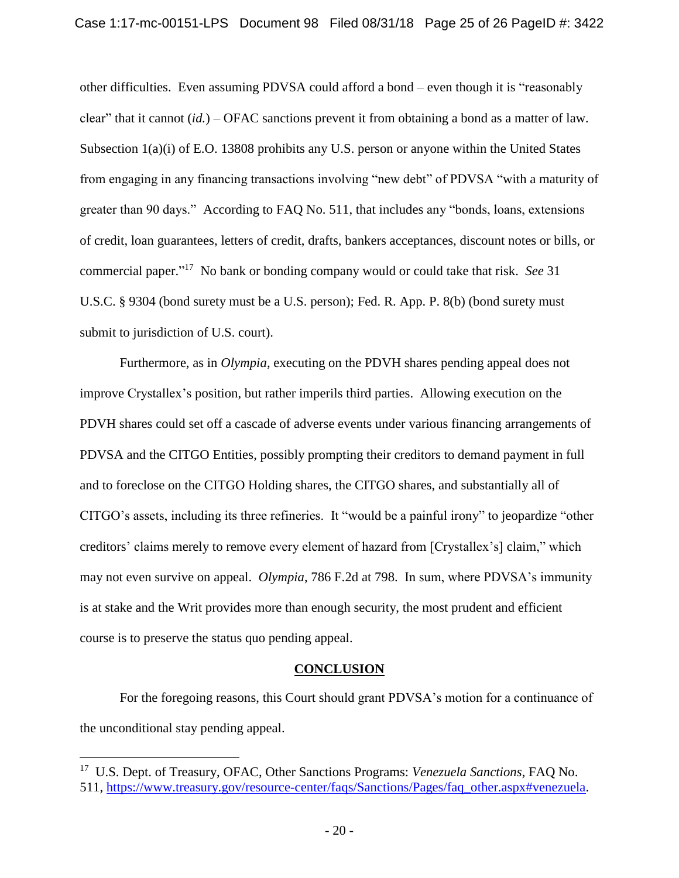other difficulties. Even assuming PDVSA could afford a bond – even though it is "reasonably clear" that it cannot (*id.*) – OFAC sanctions prevent it from obtaining a bond as a matter of law. Subsection 1(a)(i) of E.O. 13808 prohibits any U.S. person or anyone within the United States from engaging in any financing transactions involving "new debt" of PDVSA "with a maturity of greater than 90 days." According to FAQ No. 511, that includes any "bonds, loans, extensions of credit, loan guarantees, letters of credit, drafts, bankers acceptances, discount notes or bills, or commercial paper."[17] No bank or bonding company would or could take that risk. *See* 31 U.S.C. § 9304 (bond surety must be a U.S. person); Fed. R. App. P. 8(b) (bond surety must submit to jurisdiction of U.S. court).

Furthermore, as in *Olympia*, executing on the PDVH shares pending appeal does not improve Crystallex's position, but rather imperils third parties. Allowing execution on the PDVH shares could set off a cascade of adverse events under various financing arrangements of PDVSA and the CITGO Entities, possibly prompting their creditors to demand payment in full and to foreclose on the CITGO Holding shares, the CITGO shares, and substantially all of CITGO's assets, including its three refineries. It "would be a painful irony" to jeopardize "other creditors' claims merely to remove every element of hazard from [Crystallex's] claim," which may not even survive on appeal. *Olympia*, 786 F.2d at 798. In sum, where PDVSA's immunity is at stake and the Writ provides more than enough security, the most prudent and efficient course is to preserve the status quo pending appeal.

## CONCLUSION

For the foregoing reasons, this Court should grant PDVSA's motion for a continuance of the unconditional stay pending appeal.

---

[17] U.S. Dept. of Treasury, OFAC, Other Sanctions Programs: *Venezuela Sanctions*, FAQ No. 511, https://www.treasury.gov/resource-center/faqs/Sanctions/Pages/faq_other.aspx#venezuela.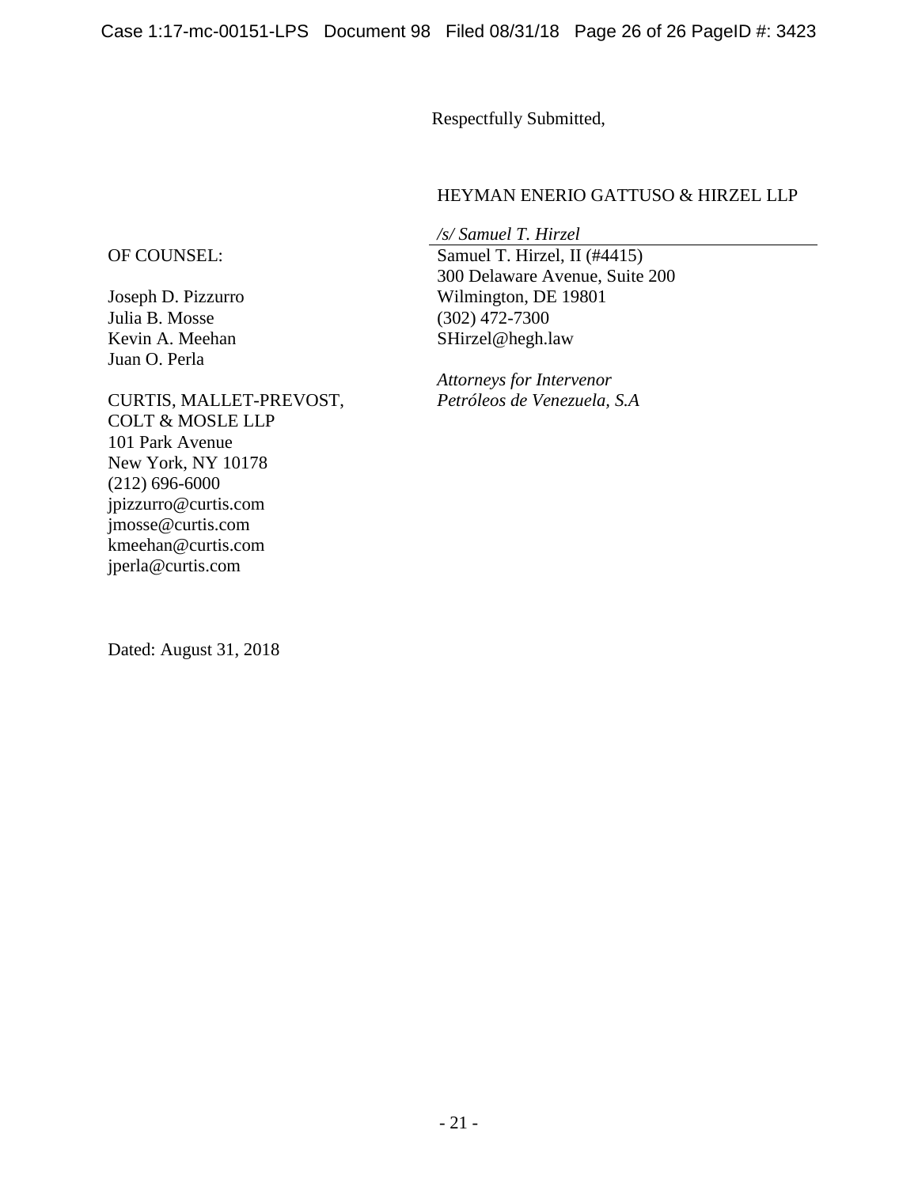Respectfully Submitted,

HEYMAN ENERIO GATTUSO & HIRZEL LLP

*/s/ Samuel T. Hirzel*
Samuel T. Hirzel, II (#4415)
300 Delaware Avenue, Suite 200
Wilmington, DE 19801
(302) 472-7300
SHirzel@hegh.law

*Attorneys for Intervenor Petróleos de Venezuela, S.A*

OF COUNSEL:

Joseph D. Pizzurro
Julia B. Mosse
Kevin A. Meehan
Juan O. Perla

CURTIS, MALLET-PREVOST, COLT & MOSLE LLP
101 Park Avenue
New York, NY 10178
(212) 696-6000
jpizzurro@curtis.com
jmosse@curtis.com
kmeehan@curtis.com
jperla@curtis.com

Dated: August 31, 2018